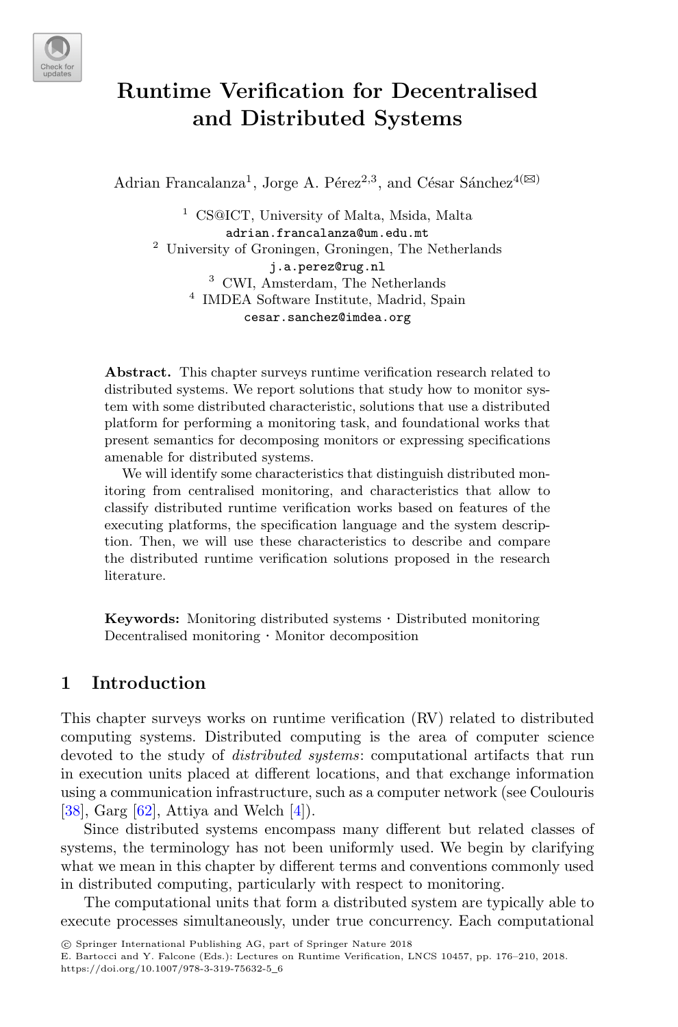# Runtime Verification for Decentralised and Distributed Systems

Adrian Francalanza[1], Jorge A. Pérez[2,3], and César Sánchez[4](✉)

[1] CS@ICT, University of Malta, Msida, Malta
adrian.francalanza@um.edu.mt
[2] University of Groningen, Groningen, The Netherlands
j.a.perez@rug.nl
[3] CWI, Amsterdam, The Netherlands
[4] IMDEA Software Institute, Madrid, Spain
cesar.sanchez@imdea.org

**Abstract.** This chapter surveys runtime verification research related to distributed systems. We report solutions that study how to monitor system with some distributed characteristic, solutions that use a distributed platform for performing a monitoring task, and foundational works that present semantics for decomposing monitors or expressing specifications amenable for distributed systems.

We will identify some characteristics that distinguish distributed monitoring from centralised monitoring, and characteristics that allow to classify distributed runtime verification works based on features of the executing platforms, the specification language and the system description. Then, we will use these characteristics to describe and compare the distributed runtime verification solutions proposed in the research literature.

**Keywords:** Monitoring distributed systems · Distributed monitoring Decentralised monitoring · Monitor decomposition

## 1 Introduction

This chapter surveys works on runtime verification (RV) related to distributed computing systems. Distributed computing is the area of computer science devoted to the study of *distributed systems*: computational artifacts that run in execution units placed at different locations, and that exchange information using a communication infrastructure, such as a computer network (see Coulouris [38], Garg [62], Attiya and Welch [4]).

Since distributed systems encompass many different but related classes of systems, the terminology has not been uniformly used. We begin by clarifying what we mean in this chapter by different terms and conventions commonly used in distributed computing, particularly with respect to monitoring.

The computational units that form a distributed system are typically able to execute processes simultaneously, under true concurrency. Each computational

© Springer International Publishing AG, part of Springer Nature 2018
E. Bartocci and Y. Falcone (Eds.): Lectures on Runtime Verification, LNCS 10457, pp. 176–210, 2018.
https://doi.org/10.1007/978-3-319-75632-5_6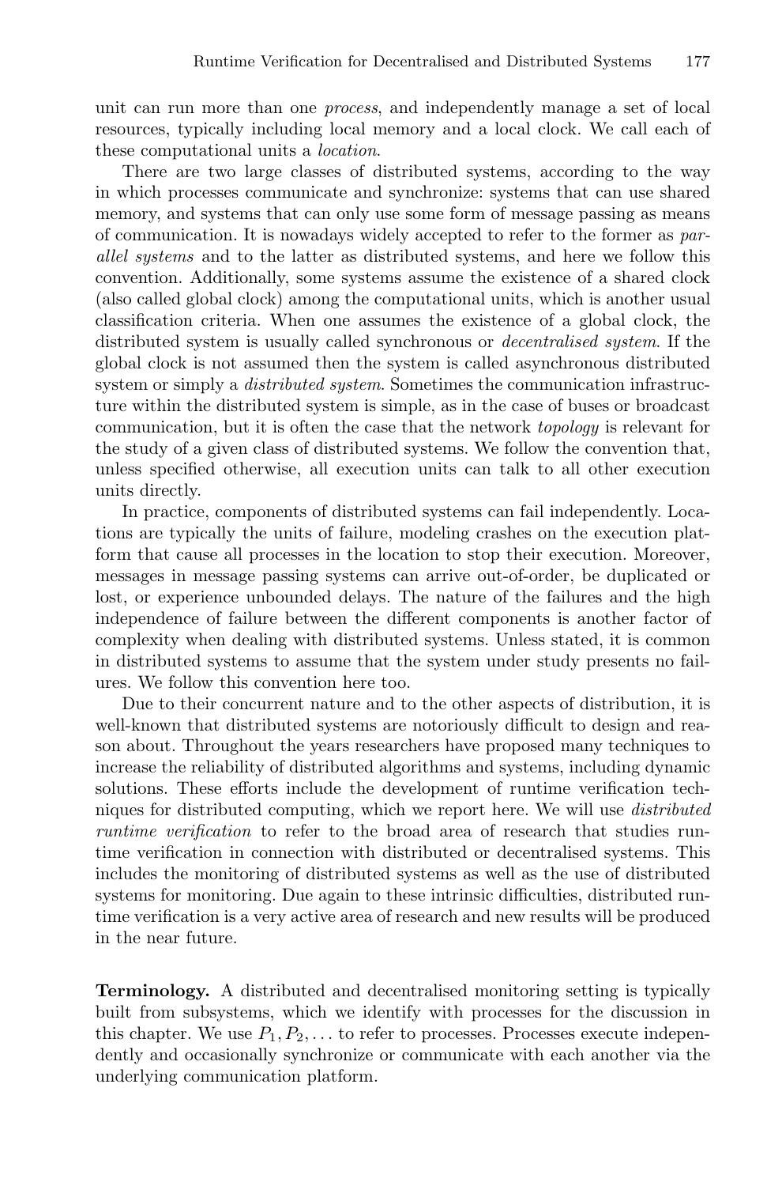unit can run more than one *process*, and independently manage a set of local resources, typically including local memory and a local clock. We call each of these computational units a *location*.

There are two large classes of distributed systems, according to the way in which processes communicate and synchronize: systems that can use shared memory, and systems that can only use some form of message passing as means of communication. It is nowadays widely accepted to refer to the former as *parallel systems* and to the latter as distributed systems, and here we follow this convention. Additionally, some systems assume the existence of a shared clock (also called global clock) among the computational units, which is another usual classification criteria. When one assumes the existence of a global clock, the distributed system is usually called synchronous or *decentralised system*. If the global clock is not assumed then the system is called asynchronous distributed system or simply a *distributed system*. Sometimes the communication infrastructure within the distributed system is simple, as in the case of buses or broadcast communication, but it is often the case that the network *topology* is relevant for the study of a given class of distributed systems. We follow the convention that, unless specified otherwise, all execution units can talk to all other execution units directly.

In practice, components of distributed systems can fail independently. Locations are typically the units of failure, modeling crashes on the execution platform that cause all processes in the location to stop their execution. Moreover, messages in message passing systems can arrive out-of-order, be duplicated or lost, or experience unbounded delays. The nature of the failures and the high independence of failure between the different components is another factor of complexity when dealing with distributed systems. Unless stated, it is common in distributed systems to assume that the system under study presents no failures. We follow this convention here too.

Due to their concurrent nature and to the other aspects of distribution, it is well-known that distributed systems are notoriously difficult to design and reason about. Throughout the years researchers have proposed many techniques to increase the reliability of distributed algorithms and systems, including dynamic solutions. These efforts include the development of runtime verification techniques for distributed computing, which we report here. We will use *distributed runtime verification* to refer to the broad area of research that studies runtime verification in connection with distributed or decentralised systems. This includes the monitoring of distributed systems as well as the use of distributed systems for monitoring. Due again to these intrinsic difficulties, distributed runtime verification is a very active area of research and new results will be produced in the near future.

**Terminology.** A distributed and decentralised monitoring setting is typically built from subsystems, which we identify with processes for the discussion in this chapter. We use $P_1, P_2, \ldots$ to refer to processes. Processes execute independently and occasionally synchronize or communicate with each other via the underlying communication platform.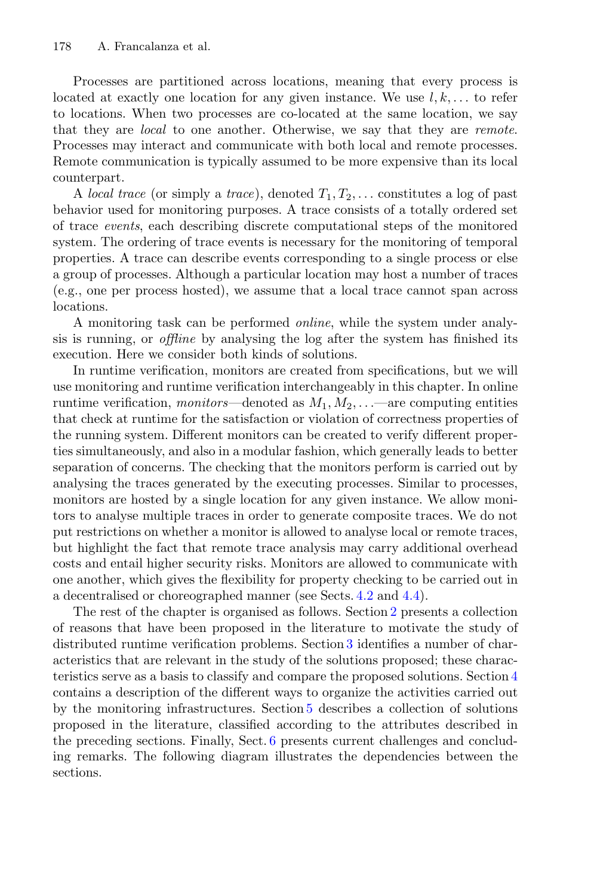Processes are partitioned across locations, meaning that every process is located at exactly one location for any given instance. We use $l, k, \ldots$ to refer to locations. When two processes are co-located at the same location, we say that they are *local* to one another. Otherwise, we say that they are *remote*. Processes may interact and communicate with both local and remote processes. Remote communication is typically assumed to be more expensive than its local counterpart.

A *local trace* (or simply a *trace*), denoted $T_1, T_2, \ldots$ constitutes a log of past behavior used for monitoring purposes. A trace consists of a totally ordered set of trace *events*, each describing discrete computational steps of the monitored system. The ordering of trace events is necessary for the monitoring of temporal properties. A trace can describe events corresponding to a single process or else a group of processes. Although a particular location may host a number of traces (e.g., one per process hosted), we assume that a local trace cannot span across locations.

A monitoring task can be performed *online*, while the system under analysis is running, or *offline* by analysing the log after the system has finished its execution. Here we consider both kinds of solutions.

In runtime verification, monitors are created from specifications, but we will use monitoring and runtime verification interchangeably in this chapter. In online runtime verification, *monitors*—denoted as $M_1, M_2, \ldots$—are computing entities that check at runtime for the satisfaction or violation of correctness properties of the running system. Different monitors can be created to verify different properties simultaneously, and also in a modular fashion, which generally leads to better separation of concerns. The checking that the monitors perform is carried out by analysing the traces generated by the executing processes. Similar to processes, monitors are hosted by a single location for any given instance. We allow monitors to analyse multiple traces in order to generate composite traces. We do not put restrictions on whether a monitor is allowed to analyse local or remote traces, but highlight the fact that remote trace analysis may carry additional overhead costs and entail higher security risks. Monitors are allowed to communicate with one another, which gives the flexibility for property checking to be carried out in a decentralised or choreographed manner (see Sects. 4.2 and 4.4).

The rest of the chapter is organised as follows. Section 2 presents a collection of reasons that have been proposed in the literature to motivate the study of distributed runtime verification problems. Section 3 identifies a number of characteristics that are relevant in the study of the solutions proposed; these characteristics serve as a basis to classify and compare the proposed solutions. Section 4 contains a description of the different ways to organize the activities carried out by the monitoring infrastructures. Section 5 describes a collection of solutions proposed in the literature, classified according to the attributes described in the preceding sections. Finally, Sect. 6 presents current challenges and concluding remarks. The following diagram illustrates the dependencies between the sections.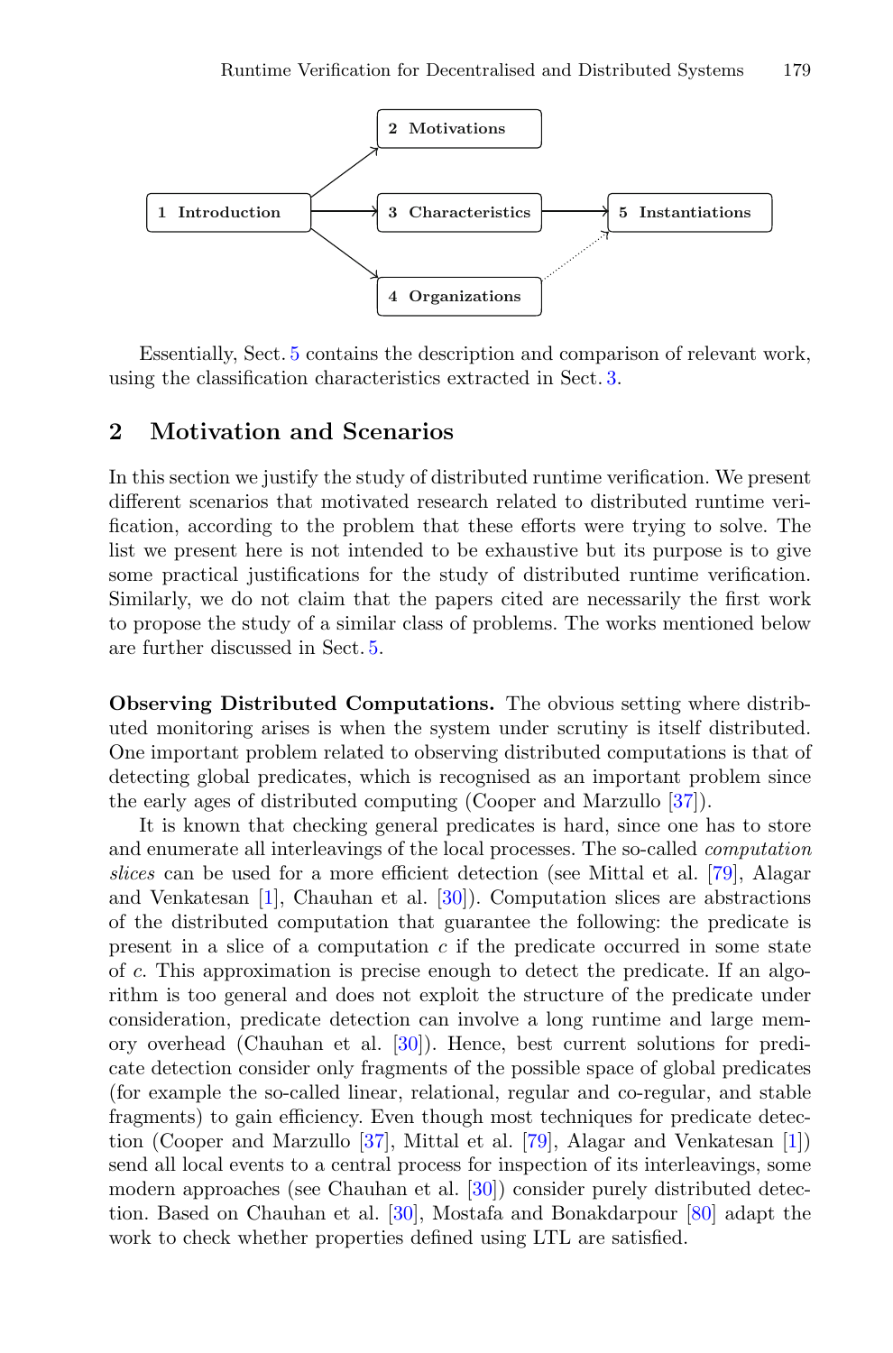1 Introduction

2 Motivations

3 Characteristics

4 Organizations

5 Instantiations

Essentially, Sect. 5 contains the description and comparison of relevant work, using the classification characteristics extracted in Sect. 3.

## 2 Motivation and Scenarios

In this section we justify the study of distributed runtime verification. We present different scenarios that motivated research related to distributed runtime verification, according to the problem that these efforts were trying to solve. The list we present here is not intended to be exhaustive but its purpose is to give some practical justifications for the study of distributed runtime verification. Similarly, we do not claim that the papers cited are necessarily the first work to propose the study of a similar class of problems. The works mentioned below are further discussed in Sect. 5.

**Observing Distributed Computations.** The obvious setting where distributed monitoring arises is when the system under scrutiny is itself distributed. One important problem related to observing distributed computations is that of detecting global predicates, which is recognised as an important problem since the early ages of distributed computing (Cooper and Marzullo [37]).

It is known that checking general predicates is hard, since one has to store and enumerate all interleavings of the local processes. The so-called *computation slices* can be used for a more efficient detection (see Mittal et al. [79], Alagar and Venkatesan [1], Chauhan et al. [30]). Computation slices are abstractions of the distributed computation that guarantee the following: the predicate is present in a slice of a computation $c$ if the predicate occurred in some state of $c$. This approximation is precise enough to detect the predicate. If an algorithm is too general and does not exploit the structure of the predicate under consideration, predicate detection can involve a long runtime and large memory overhead (Chauhan et al. [30]). Hence, best current solutions for predicate detection consider only fragments of the possible space of global predicates (for example the so-called linear, relational, regular and co-regular, and stable fragments) to gain efficiency. Even though most techniques for predicate detection (Cooper and Marzullo [37], Mittal et al. [79], Alagar and Venkatesan [1]) send all local events to a central process for inspection of its interleavings, some modern approaches (see Chauhan et al. [30]) consider purely distributed detection. Based on Chauhan et al. [30], Mostafa and Bonakdarpour [80] adapt the work to check whether properties defined using LTL are satisfied.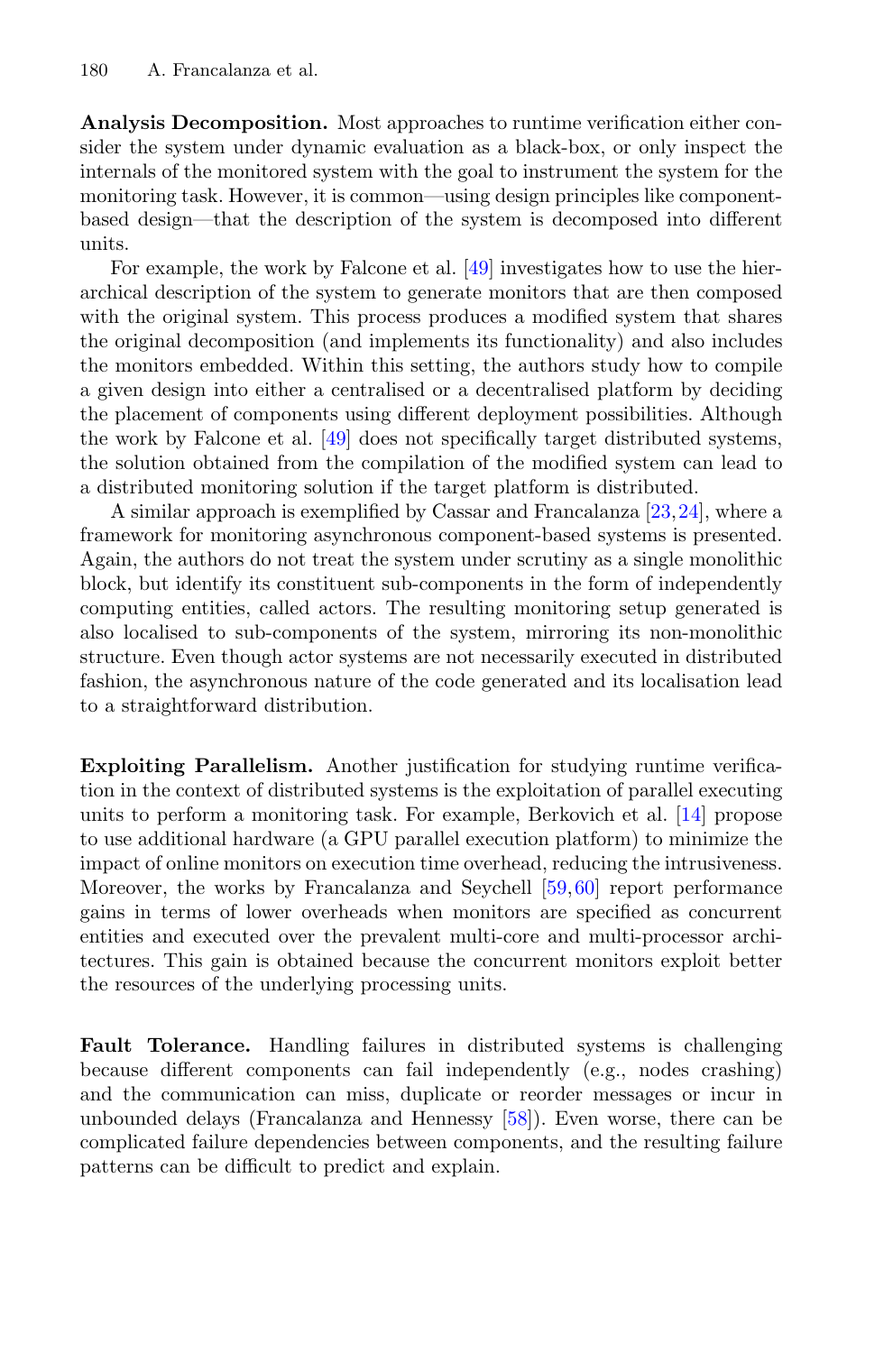**Analysis Decomposition.** Most approaches to runtime verification either consider the system under dynamic evaluation as a black-box, or only inspect the internals of the monitored system with the goal to instrument the system for the monitoring task. However, it is common—using design principles like component-based design—that the description of the system is decomposed into different units.

For example, the work by Falcone et al. [49] investigates how to use the hierarchical description of the system to generate monitors that are then composed with the original system. This process produces a modified system that shares the original decomposition (and implements its functionality) and also includes the monitors embedded. Within this setting, the authors study how to compile a given design into either a centralised or a decentralised platform by deciding the placement of components using different deployment possibilities. Although the work by Falcone et al. [49] does not specifically target distributed systems, the solution obtained from the compilation of the modified system can lead to a distributed monitoring solution if the target platform is distributed.

A similar approach is exemplified by Cassar and Francalanza [23,24], where a framework for monitoring asynchronous component-based systems is presented. Again, the authors do not treat the system under scrutiny as a single monolithic block, but identify its constituent sub-components in the form of independently computing entities, called actors. The resulting monitoring setup generated is also localised to sub-components of the system, mirroring its non-monolithic structure. Even though actor systems are not necessarily executed in distributed fashion, the asynchronous nature of the code generated and its localisation lead to a straightforward distribution.

**Exploiting Parallelism.** Another justification for studying runtime verification in the context of distributed systems is the exploitation of parallel executing units to perform a monitoring task. For example, Berkovich et al. [14] propose to use additional hardware (a GPU parallel execution platform) to minimize the impact of online monitors on execution time overhead, reducing the intrusiveness. Moreover, the works by Francalanza and Seychell [59,60] report performance gains in terms of lower overheads when monitors are specified as concurrent entities and executed over the prevalent multi-core and multi-processor architectures. This gain is obtained because the concurrent monitors exploit better the resources of the underlying processing units.

**Fault Tolerance.** Handling failures in distributed systems is challenging because different components can fail independently (e.g., nodes crashing) and the communication can miss, duplicate or reorder messages or incur in unbounded delays (Francalanza and Hennessy [58]). Even worse, there can be complicated failure dependencies between components, and the resulting failure patterns can be difficult to predict and explain.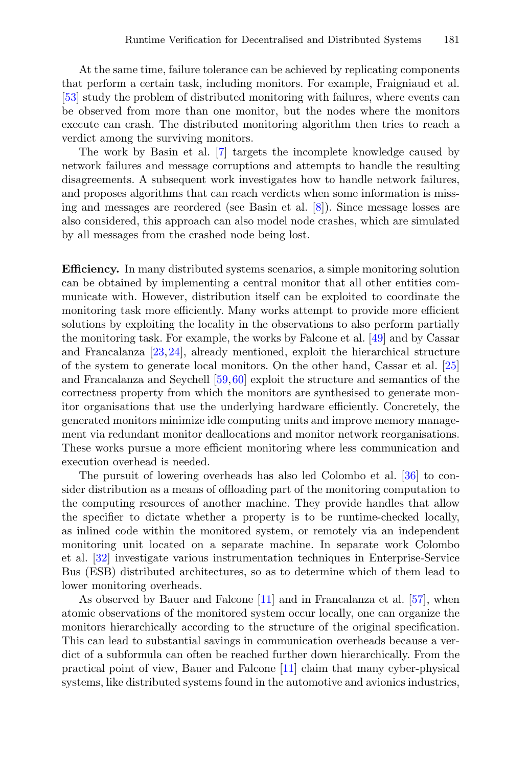At the same time, failure tolerance can be achieved by replicating components that perform a certain task, including monitors. For example, Fraigniaud et al. [53] study the problem of distributed monitoring with failures, where events can be observed from more than one monitor, but the nodes where the monitors execute can crash. The distributed monitoring algorithm then tries to reach a verdict among the surviving monitors.

The work by Basin et al. [7] targets the incomplete knowledge caused by network failures and message corruptions and attempts to handle the resulting disagreements. A subsequent work investigates how to handle network failures, and proposes algorithms that can reach verdicts when some information is missing and messages are reordered (see Basin et al. [8]). Since message losses are also considered, this approach can also model node crashes, which are simulated by all messages from the crashed node being lost.

**Efficiency.** In many distributed systems scenarios, a simple monitoring solution can be obtained by implementing a central monitor that all other entities communicate with. However, distribution itself can be exploited to coordinate the monitoring task more efficiently. Many works attempt to provide more efficient solutions by exploiting the locality in the observations to also perform partially the monitoring task. For example, the works by Falcone et al. [49] and by Cassar and Francalanza [23,24], already mentioned, exploit the hierarchical structure of the system to generate local monitors. On the other hand, Cassar et al. [25] and Francalanza and Seychell [59,60] exploit the structure and semantics of the correctness property from which the monitors are synthesised to generate monitor organisations that use the underlying hardware efficiently. Concretely, the generated monitors minimize idle computing units and improve memory management via redundant monitor deallocations and monitor network reorganisations. These works pursue a more efficient monitoring where less communication and execution overhead is needed.

The pursuit of lowering overheads has also led Colombo et al. [36] to consider distribution as a means of offloading part of the monitoring computation to the computing resources of another machine. They provide handles that allow the specifier to dictate whether a property is to be runtime-checked locally, as inlined code within the monitored system, or remotely via an independent monitoring unit located on a separate machine. In separate work Colombo et al. [32] investigate various instrumentation techniques in Enterprise-Service Bus (ESB) distributed architectures, so as to determine which of them lead to lower monitoring overheads.

As observed by Bauer and Falcone [11] and in Francalanza et al. [57], when atomic observations of the monitored system occur locally, one can organize the monitors hierarchically according to the structure of the original specification. This can lead to substantial savings in communication overheads because a verdict of a subformula can often be reached further down hierarchically. From the practical point of view, Bauer and Falcone [11] claim that many cyber-physical systems, like distributed systems found in the automotive and avionics industries,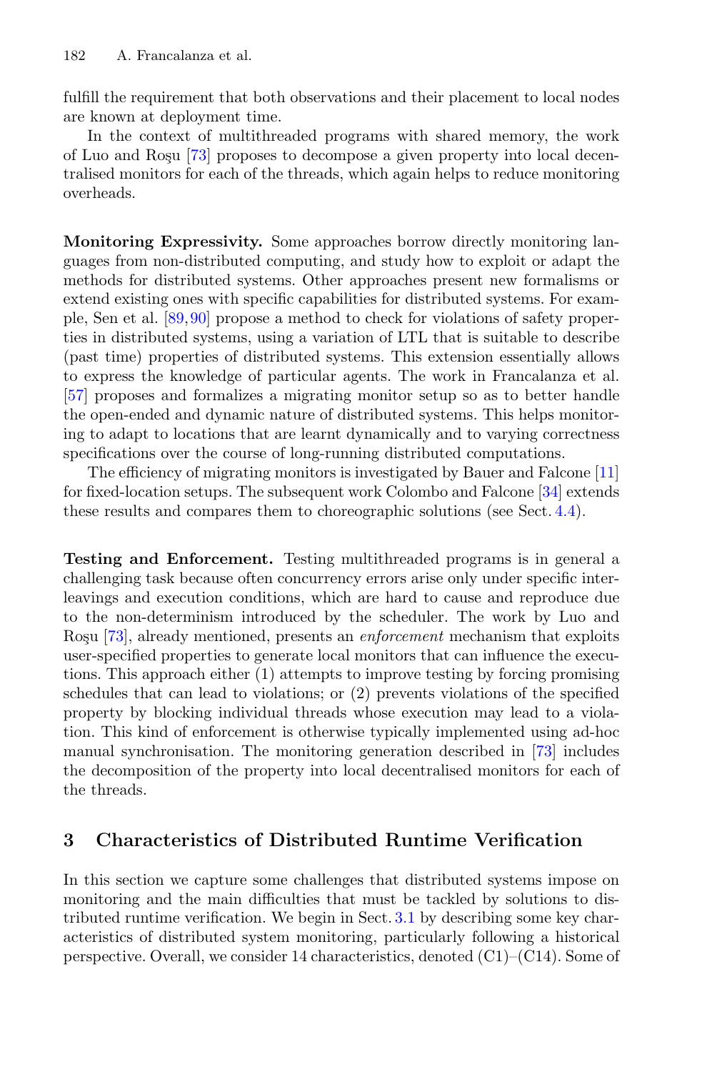fulfill the requirement that both observations and their placement to local nodes are known at deployment time.

In the context of multithreaded programs with shared memory, the work of Luo and Roşu [73] proposes to decompose a given property into local decentralised monitors for each of the threads, which again helps to reduce monitoring overheads.

**Monitoring Expressivity.** Some approaches borrow directly monitoring languages from non-distributed computing, and study how to exploit or adapt the methods for distributed systems. Other approaches present new formalisms or extend existing ones with specific capabilities for distributed systems. For example, Sen et al. [89,90] propose a method to check for violations of safety properties in distributed systems, using a variation of LTL that is suitable to describe (past time) properties of distributed systems. This extension essentially allows to express the knowledge of particular agents. The work in Francalanza et al. [57] proposes and formalizes a migrating monitor setup so as to better handle the open-ended and dynamic nature of distributed systems. This helps monitoring to adapt to locations that are learnt dynamically and to varying correctness specifications over the course of long-running distributed computations.

The efficiency of migrating monitors is investigated by Bauer and Falcone [11] for fixed-location setups. The subsequent work Colombo and Falcone [34] extends these results and compares them to choreographic solutions (see Sect. 4.4).

**Testing and Enforcement.** Testing multithreaded programs is in general a challenging task because often concurrency errors arise only under specific interleavings and execution conditions, which are hard to cause and reproduce due to the non-determinism introduced by the scheduler. The work by Luo and Roşu [73], already mentioned, presents an *enforcement* mechanism that exploits user-specified properties to generate local monitors that can influence the executions. This approach either (1) attempts to improve testing by forcing promising schedules that can lead to violations; or (2) prevents violations of the specified property by blocking individual threads whose execution may lead to a violation. This kind of enforcement is otherwise typically implemented using ad-hoc manual synchronisation. The monitoring generation described in [73] includes the decomposition of the property into local decentralised monitors for each of the threads.

## 3 Characteristics of Distributed Runtime Verification

In this section we capture some challenges that distributed systems impose on monitoring and the main difficulties that must be tackled by solutions to distributed runtime verification. We begin in Sect. 3.1 by describing some key characteristics of distributed system monitoring, particularly following a historical perspective. Overall, we consider 14 characteristics, denoted (C1)–(C14). Some of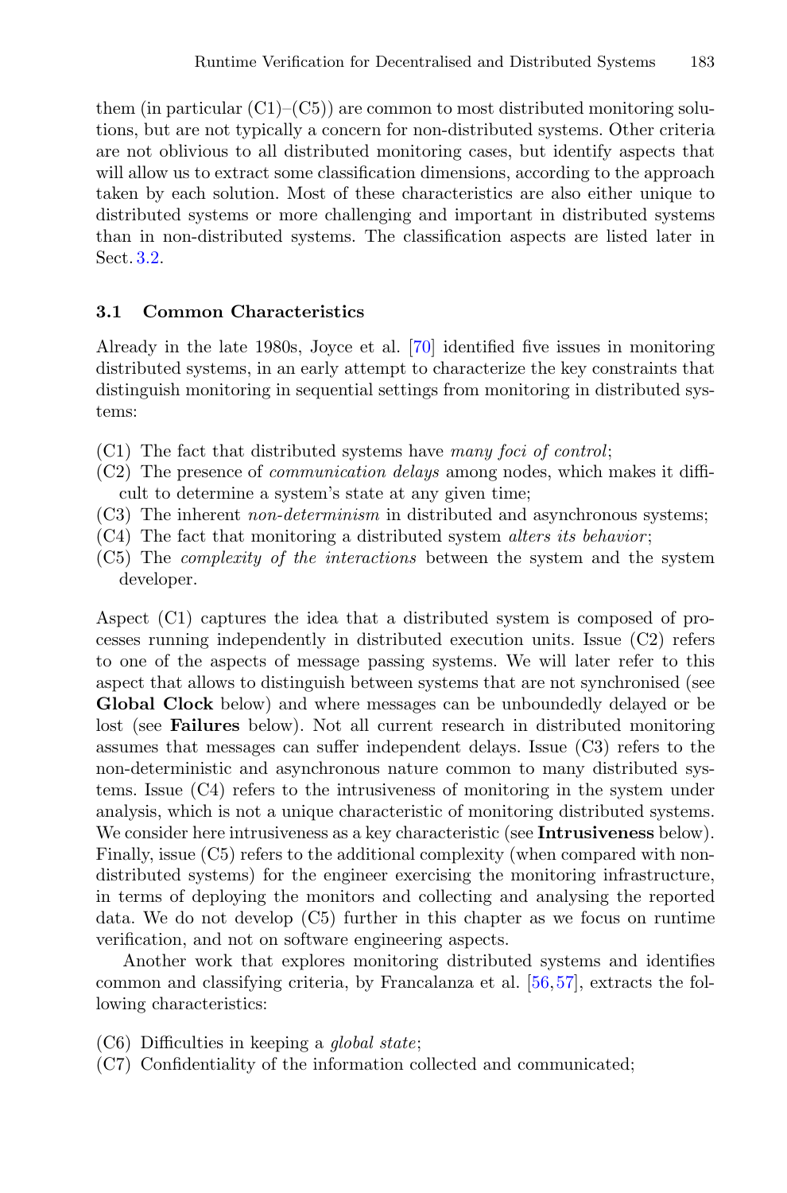them (in particular (C1)–(C5)) are common to most distributed monitoring solutions, but are not typically a concern for non-distributed systems. Other criteria are not oblivious to all distributed monitoring cases, but identify aspects that will allow us to extract some classification dimensions, according to the approach taken by each solution. Most of these characteristics are also either unique to distributed systems or more challenging and important in distributed systems than in non-distributed systems. The classification aspects are listed later in Sect. 3.2.

### 3.1 Common Characteristics

Already in the late 1980s, Joyce et al. [70] identified five issues in monitoring distributed systems, in an early attempt to characterize the key constraints that distinguish monitoring in sequential settings from monitoring in distributed systems:

- (C1) The fact that distributed systems have *many foci of control*;
- (C2) The presence of *communication delays* among nodes, which makes it difficult to determine a system's state at any given time;
- (C3) The inherent *non-determinism* in distributed and asynchronous systems;
- (C4) The fact that monitoring a distributed system *alters its behavior*;
- (C5) The *complexity of the interactions* between the system and the system developer.

Aspect (C1) captures the idea that a distributed system is composed of processes running independently in distributed execution units. Issue (C2) refers to one of the aspects of message passing systems. We will later refer to this aspect that allows to distinguish between systems that are not synchronised (see **Global Clock** below) and where messages can be unboundedly delayed or be lost (see **Failures** below). Not all current research in distributed monitoring assumes that messages can suffer independent delays. Issue (C3) refers to the non-deterministic and asynchronous nature common to many distributed systems. Issue (C4) refers to the intrusiveness of monitoring in the system under analysis, which is not a unique characteristic of monitoring distributed systems. We consider here intrusiveness as a key characteristic (see **Intrusiveness** below). Finally, issue (C5) refers to the additional complexity (when compared with non-distributed systems) for the engineer exercising the monitoring infrastructure, in terms of deploying the monitors and collecting and analysing the reported data. We do not develop (C5) further in this chapter as we focus on runtime verification, and not on software engineering aspects.

Another work that explores monitoring distributed systems and identifies common and classifying criteria, by Francalanza et al. [56,57], extracts the following characteristics:

- (C6) Difficulties in keeping a *global state*;
- (C7) Confidentiality of the information collected and communicated;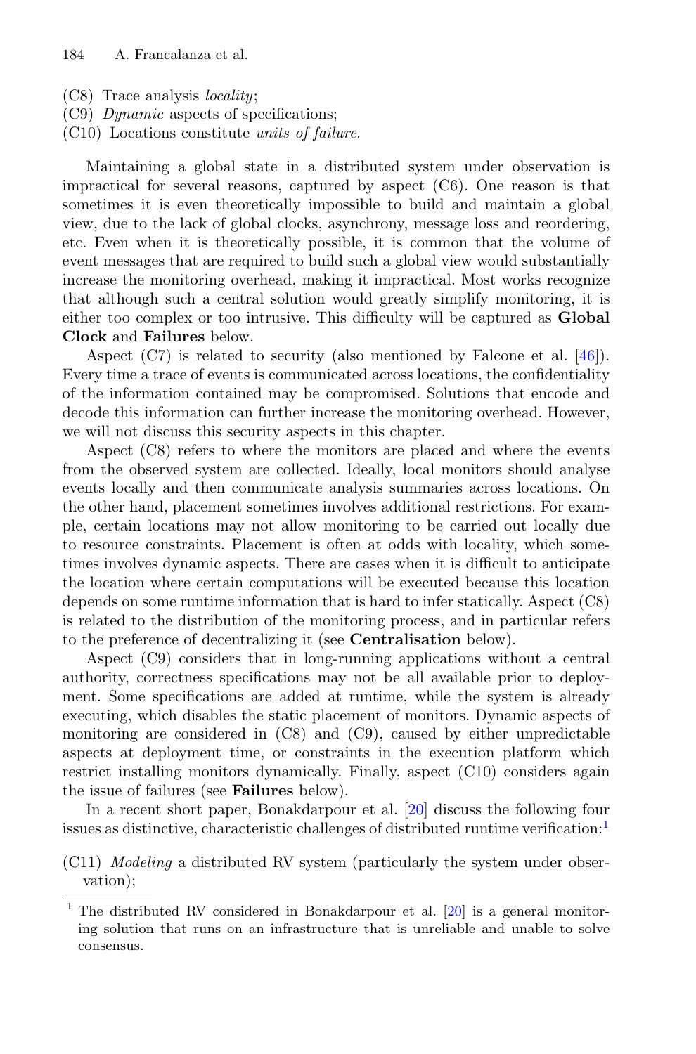(C8) Trace analysis *locality*;
(C9) *Dynamic* aspects of specifications;
(C10) Locations constitute *units of failure*.

Maintaining a global state in a distributed system under observation is impractical for several reasons, captured by aspect (C6). One reason is that sometimes it is even theoretically impossible to build and maintain a global view, due to the lack of global clocks, asynchrony, message loss and reordering, etc. Even when it is theoretically possible, it is common that the volume of event messages that are required to build such a global view would substantially increase the monitoring overhead, making it impractical. Most works recognize that although such a central solution would greatly simplify monitoring, it is either too complex or too intrusive. This difficulty will be captured as **Global Clock** and **Failures** below.

Aspect (C7) is related to security (also mentioned by Falcone et al. [46]). Every time a trace of events is communicated across locations, the confidentiality of the information contained may be compromised. Solutions that encode and decode this information can further increase the monitoring overhead. However, we will not discuss this security aspects in this chapter.

Aspect (C8) refers to where the monitors are placed and where the events from the observed system are collected. Ideally, local monitors should analyse events locally and then communicate analysis summaries across locations. On the other hand, placement sometimes involves additional restrictions. For example, certain locations may not allow monitoring to be carried out locally due to resource constraints. Placement is often at odds with locality, which sometimes involves dynamic aspects. There are cases when it is difficult to anticipate the location where certain computations will be executed because this location depends on some runtime information that is hard to infer statically. Aspect (C8) is related to the distribution of the monitoring process, and in particular refers to the preference of decentralizing it (see **Centralisation** below).

Aspect (C9) considers that in long-running applications without a central authority, correctness specifications may not be all available prior to deployment. Some specifications are added at runtime, while the system is already executing, which disables the static placement of monitors. Dynamic aspects of monitoring are considered in (C8) and (C9), caused by either unpredictable aspects at deployment time, or constraints in the execution platform which restrict installing monitors dynamically. Finally, aspect (C10) considers again the issue of failures (see **Failures** below).

In a recent short paper, Bonakdarpour et al. [20] discuss the following four issues as distinctive, characteristic challenges of distributed runtime verification:[1]

(C11) *Modeling* a distributed RV system (particularly the system under observation);

[1] The distributed RV considered in Bonakdarpour et al. [20] is a general monitoring solution that runs on an infrastructure that is unreliable and unable to solve consensus.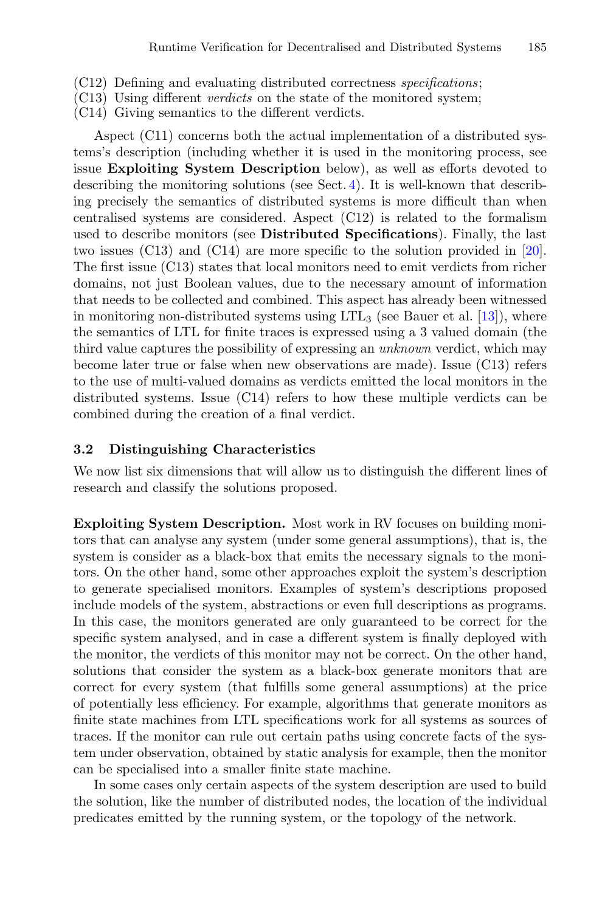(C12) Defining and evaluating distributed correctness *specifications*;
(C13) Using different *verdicts* on the state of the monitored system;
(C14) Giving semantics to the different verdicts.

Aspect (C11) concerns both the actual implementation of a distributed systems's description (including whether it is used in the monitoring process, see issue **Exploiting System Description** below), as well as efforts devoted to describing the monitoring solutions (see Sect. 4). It is well-known that describing precisely the semantics of distributed systems is more difficult than when centralised systems are considered. Aspect (C12) is related to the formalism used to describe monitors (see **Distributed Specifications**). Finally, the last two issues (C13) and (C14) are more specific to the solution provided in [20]. The first issue (C13) states that local monitors need to emit verdicts from richer domains, not just Boolean values, due to the necessary amount of information that needs to be collected and combined. This aspect has already been witnessed in monitoring non-distributed systems using $LTL_3$ (see Bauer et al. [13]), where the semantics of LTL for finite traces is expressed using a 3 valued domain (the third value captures the possibility of expressing an *unknown* verdict, which may become later true or false when new observations are made). Issue (C13) refers to the use of multi-valued domains as verdicts emitted the local monitors in the distributed systems. Issue (C14) refers to how these multiple verdicts can be combined during the creation of a final verdict.

### 3.2 Distinguishing Characteristics

We now list six dimensions that will allow us to distinguish the different lines of research and classify the solutions proposed.

**Exploiting System Description.** Most work in RV focuses on building monitors that can analyse any system (under some general assumptions), that is, the system is consider as a black-box that emits the necessary signals to the monitors. On the other hand, some other approaches exploit the system's description to generate specialised monitors. Examples of system's descriptions proposed include models of the system, abstractions or even full descriptions as programs. In this case, the monitors generated are only guaranteed to be correct for the specific system analysed, and in case a different system is finally deployed with the monitor, the verdicts of this monitor may not be correct. On the other hand, solutions that consider the system as a black-box generate monitors that are correct for every system (that fulfills some general assumptions) at the price of potentially less efficiency. For example, algorithms that generate monitors as finite state machines from LTL specifications work for all systems as sources of traces. If the monitor can rule out certain paths using concrete facts of the system under observation, obtained by static analysis for example, then the monitor can be specialised into a smaller finite state machine.

In some cases only certain aspects of the system description are used to build the solution, like the number of distributed nodes, the location of the individual predicates emitted by the running system, or the topology of the network.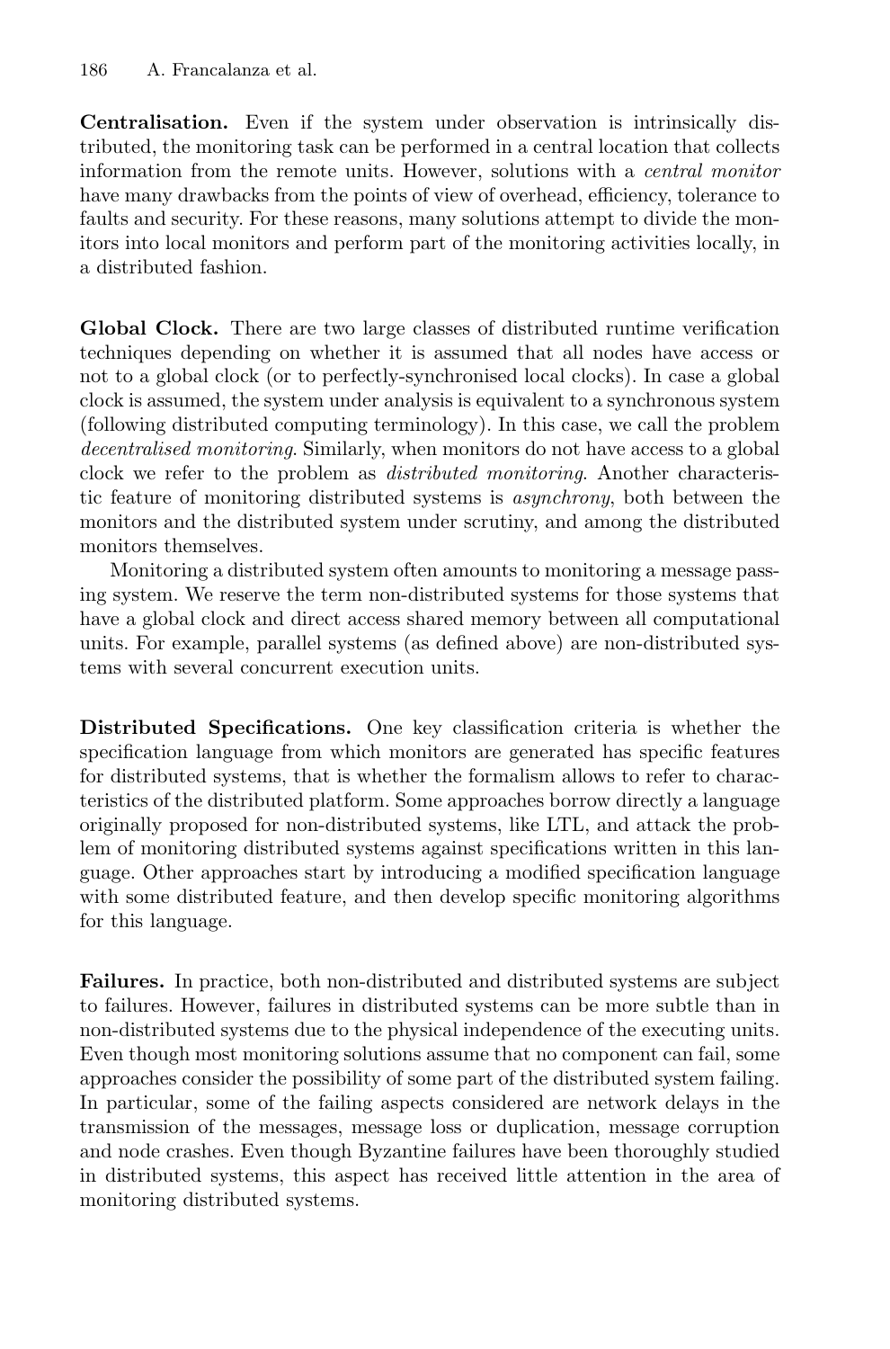**Centralisation.** Even if the system under observation is intrinsically distributed, the monitoring task can be performed in a central location that collects information from the remote units. However, solutions with a *central monitor* have many drawbacks from the points of view of overhead, efficiency, tolerance to faults and security. For these reasons, many solutions attempt to divide the monitors into local monitors and perform part of the monitoring activities locally, in a distributed fashion.

**Global Clock.** There are two large classes of distributed runtime verification techniques depending on whether it is assumed that all nodes have access or not to a global clock (or to perfectly-synchronised local clocks). In case a global clock is assumed, the system under analysis is equivalent to a synchronous system (following distributed computing terminology). In this case, we call the problem *decentralised monitoring*. Similarly, when monitors do not have access to a global clock we refer to the problem as *distributed monitoring*. Another characteristic feature of monitoring distributed systems is *asynchrony*, both between the monitors and the distributed system under scrutiny, and among the distributed monitors themselves.

Monitoring a distributed system often amounts to monitoring a message passing system. We reserve the term non-distributed systems for those systems that have a global clock and direct access shared memory between all computational units. For example, parallel systems (as defined above) are non-distributed systems with several concurrent execution units.

**Distributed Specifications.** One key classification criteria is whether the specification language from which monitors are generated has specific features for distributed systems, that is whether the formalism allows to refer to characteristics of the distributed platform. Some approaches borrow directly a language originally proposed for non-distributed systems, like LTL, and attack the problem of monitoring distributed systems against specifications written in this language. Other approaches start by introducing a modified specification language with some distributed feature, and then develop specific monitoring algorithms for this language.

**Failures.** In practice, both non-distributed and distributed systems are subject to failures. However, failures in distributed systems can be more subtle than in non-distributed systems due to the physical independence of the executing units. Even though most monitoring solutions assume that no component can fail, some approaches consider the possibility of some part of the distributed system failing. In particular, some of the failing aspects considered are network delays in the transmission of the messages, message loss or duplication, message corruption and node crashes. Even though Byzantine failures have been thoroughly studied in distributed systems, this aspect has received little attention in the area of monitoring distributed systems.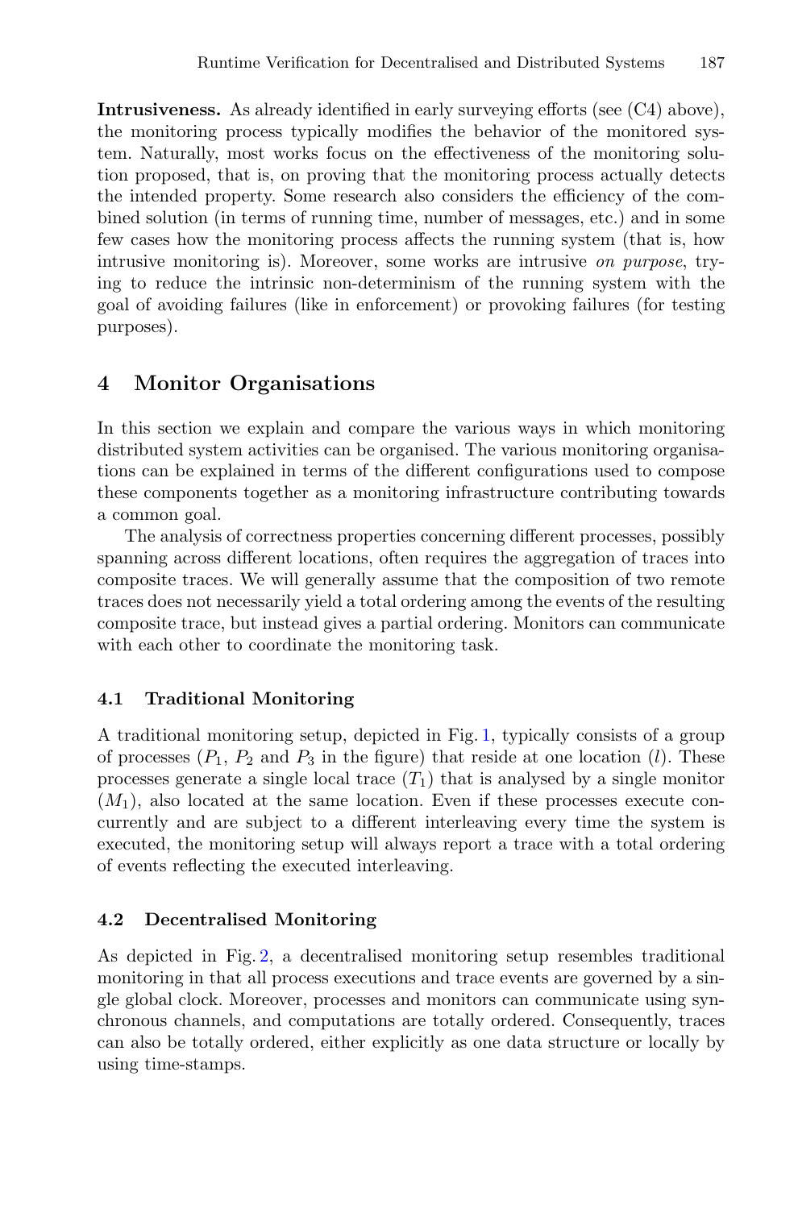**Intrusiveness.** As already identified in early surveying efforts (see (C4) above), the monitoring process typically modifies the behavior of the monitored system. Naturally, most works focus on the effectiveness of the monitoring solution proposed, that is, on proving that the monitoring process actually detects the intended property. Some research also considers the efficiency of the combined solution (in terms of running time, number of messages, etc.) and in some few cases how the monitoring process affects the running system (that is, how intrusive monitoring is). Moreover, some works are intrusive *on purpose*, trying to reduce the intrinsic non-determinism of the running system with the goal of avoiding failures (like in enforcement) or provoking failures (for testing purposes).

## 4 Monitor Organisations

In this section we explain and compare the various ways in which monitoring distributed system activities can be organised. The various monitoring organisations can be explained in terms of the different configurations used to compose these components together as a monitoring infrastructure contributing towards a common goal.

The analysis of correctness properties concerning different processes, possibly spanning across different locations, often requires the aggregation of traces into composite traces. We will generally assume that the composition of two remote traces does not necessarily yield a total ordering among the events of the resulting composite trace, but instead gives a partial ordering. Monitors can communicate with each other to coordinate the monitoring task.

### 4.1 Traditional Monitoring

A traditional monitoring setup, depicted in Fig. 1, typically consists of a group of processes ($P_1$, $P_2$ and $P_3$ in the figure) that reside at one location ($l$). These processes generate a single local trace ($T_1$) that is analysed by a single monitor ($M_1$), also located at the same location. Even if these processes execute concurrently and are subject to a different interleaving every time the system is executed, the monitoring setup will always report a trace with a total ordering of events reflecting the executed interleaving.

### 4.2 Decentralised Monitoring

As depicted in Fig. 2, a decentralised monitoring setup resembles traditional monitoring in that all process executions and trace events are governed by a single global clock. Moreover, processes and monitors can communicate using synchronous channels, and computations are totally ordered. Consequently, traces can also be totally ordered, either explicitly as one data structure or locally by using time-stamps.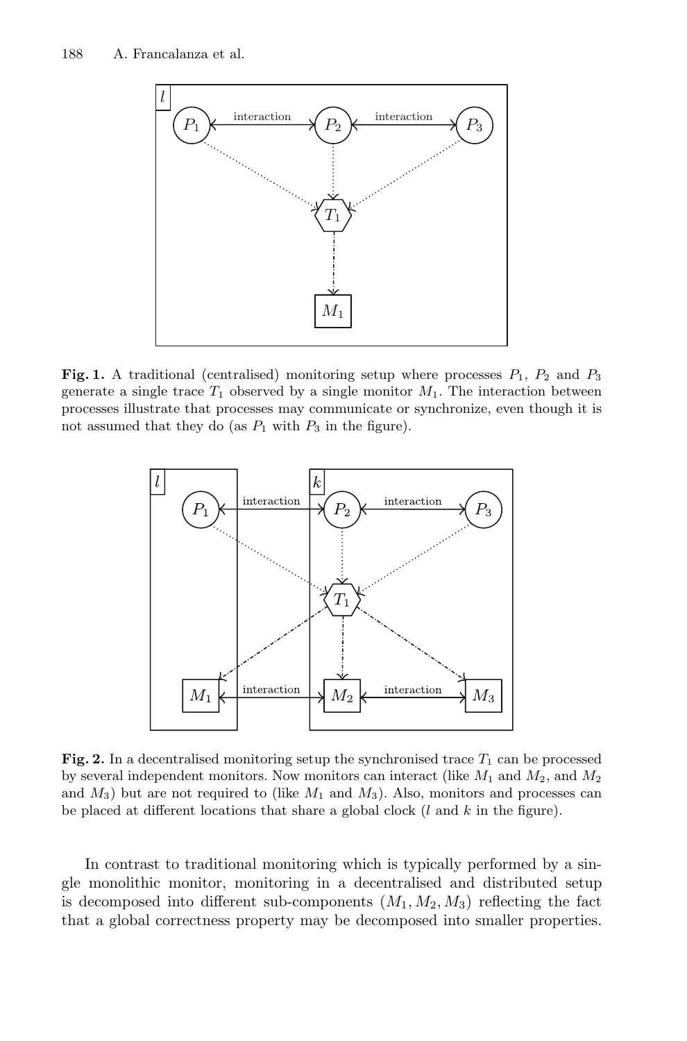l

$P_1$ interaction $P_2$ interaction $P_3$

$T_1$

$M_1$

**Fig. 1.** A traditional (centralised) monitoring setup where processes $P_1$, $P_2$ and $P_3$ generate a single trace $T_1$ observed by a single monitor $M_1$. The interaction between processes illustrate that processes may communicate or synchronize, even though it is not assumed that they do (as $P_1$ with $P_3$ in the figure).

l k

$P_1$ interaction $P_2$ interaction $P_3$

$T_1$

$M_1$ interaction $M_2$ interaction $M_3$

**Fig. 2.** In a decentralised monitoring setup the synchronised trace $T_1$ can be processed by several independent monitors. Now monitors can interact (like $M_1$ and $M_2$, and $M_2$ and $M_3$) but are not required to (like $M_1$ and $M_3$). Also, monitors and processes can be placed at different locations that share a global clock ($l$ and $k$ in the figure).

In contrast to traditional monitoring which is typically performed by a single monolithic monitor, monitoring in a decentralised and distributed setup is decomposed into different sub-components ($M_1, M_2, M_3$) reflecting the fact that a global correctness property may be decomposed into smaller properties.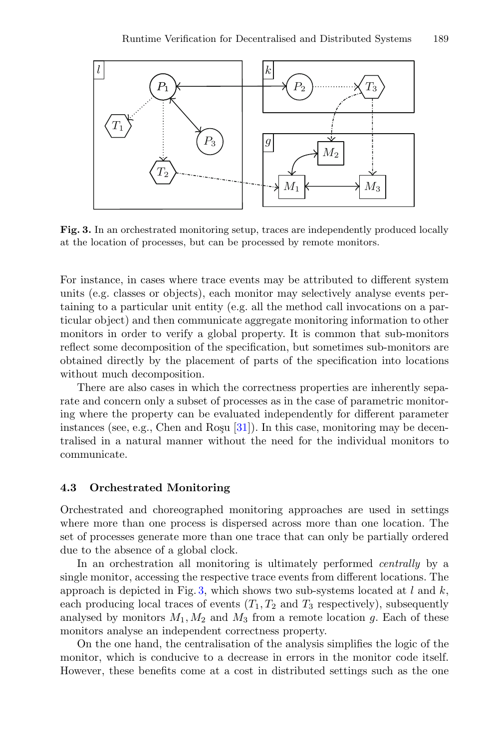l

$P_1$

$T_1$

$P_3$

$T_2$

k

$P_2$

$T_3$

g

$M_2$

$M_1$

$M_3$

**Fig. 3.** In an orchestrated monitoring setup, traces are independently produced locally at the location of processes, but can be processed by remote monitors.

For instance, in cases where trace events may be attributed to different system units (e.g. classes or objects), each monitor may selectively analyse events pertaining to a particular unit entity (e.g. all the method call invocations on a particular object) and then communicate aggregate monitoring information to other monitors in order to verify a global property. It is common that sub-monitors reflect some decomposition of the specification, but sometimes sub-monitors are obtained directly by the placement of parts of the specification into locations without much decomposition.

There are also cases in which the correctness properties are inherently separate and concern only a subset of processes as in the case of parametric monitoring where the property can be evaluated independently for different parameter instances (see, e.g., Chen and Roşu [31]). In this case, monitoring may be decentralised in a natural manner without the need for the individual monitors to communicate.

### 4.3 Orchestrated Monitoring

Orchestrated and choreographed monitoring approaches are used in settings where more than one process is dispersed across more than one location. The set of processes generate more than one trace that can only be partially ordered due to the absence of a global clock.

In an orchestration all monitoring is ultimately performed *centrally* by a single monitor, accessing the respective trace events from different locations. The approach is depicted in Fig. 3, which shows two sub-systems located at $l$ and $k$, each producing local traces of events ($T_1, T_2$ and $T_3$ respectively), subsequently analysed by monitors $M_1, M_2$ and $M_3$ from a remote location $g$. Each of these monitors analyse an independent correctness property.

On the one hand, the centralisation of the analysis simplifies the logic of the monitor, which is conducive to a decrease in errors in the monitor code itself. However, these benefits come at a cost in distributed settings such as the one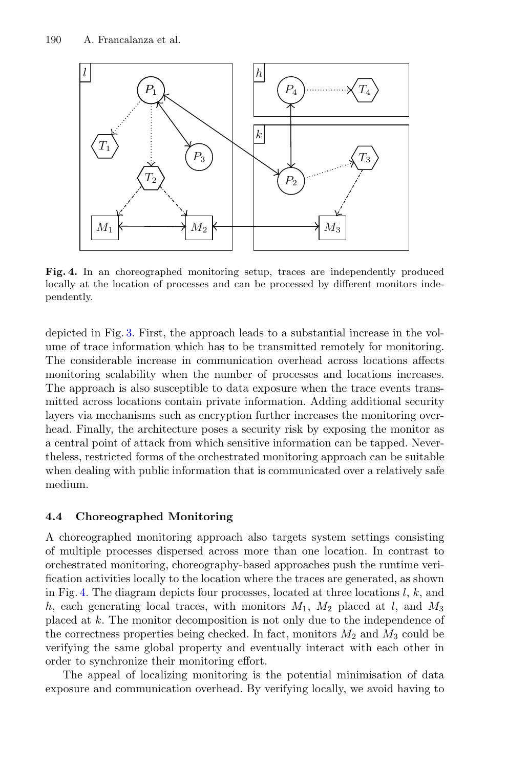**Fig. 4.** In an choreographed monitoring setup, traces are independently produced locally at the location of processes and can be processed by different monitors independently.

depicted in Fig. 3. First, the approach leads to a substantial increase in the volume of trace information which has to be transmitted remotely for monitoring. The considerable increase in communication overhead across locations affects monitoring scalability when the number of processes and locations increases. The approach is also susceptible to data exposure when the trace events transmitted across locations contain private information. Adding additional security layers via mechanisms such as encryption further increases the monitoring overhead. Finally, the architecture poses a security risk by exposing the monitor as a central point of attack from which sensitive information can be tapped. Nevertheless, restricted forms of the orchestrated monitoring approach can be suitable when dealing with public information that is communicated over a relatively safe medium.

### 4.4 Choreographed Monitoring

A choreographed monitoring approach also targets system settings consisting of multiple processes dispersed across more than one location. In contrast to orchestrated monitoring, choreography-based approaches push the runtime verification activities locally to the location where the traces are generated, as shown in Fig. 4. The diagram depicts four processes, located at three locations $l$, $k$, and $h$, each generating local traces, with monitors $M_1$, $M_2$ placed at $l$, and $M_3$ placed at $k$. The monitor decomposition is not only due to the independence of the correctness properties being checked. In fact, monitors $M_2$ and $M_3$ could be verifying the same global property and eventually interact with each other in order to synchronize their monitoring effort.

The appeal of localizing monitoring is the potential minimisation of data exposure and communication overhead. By verifying locally, we avoid having to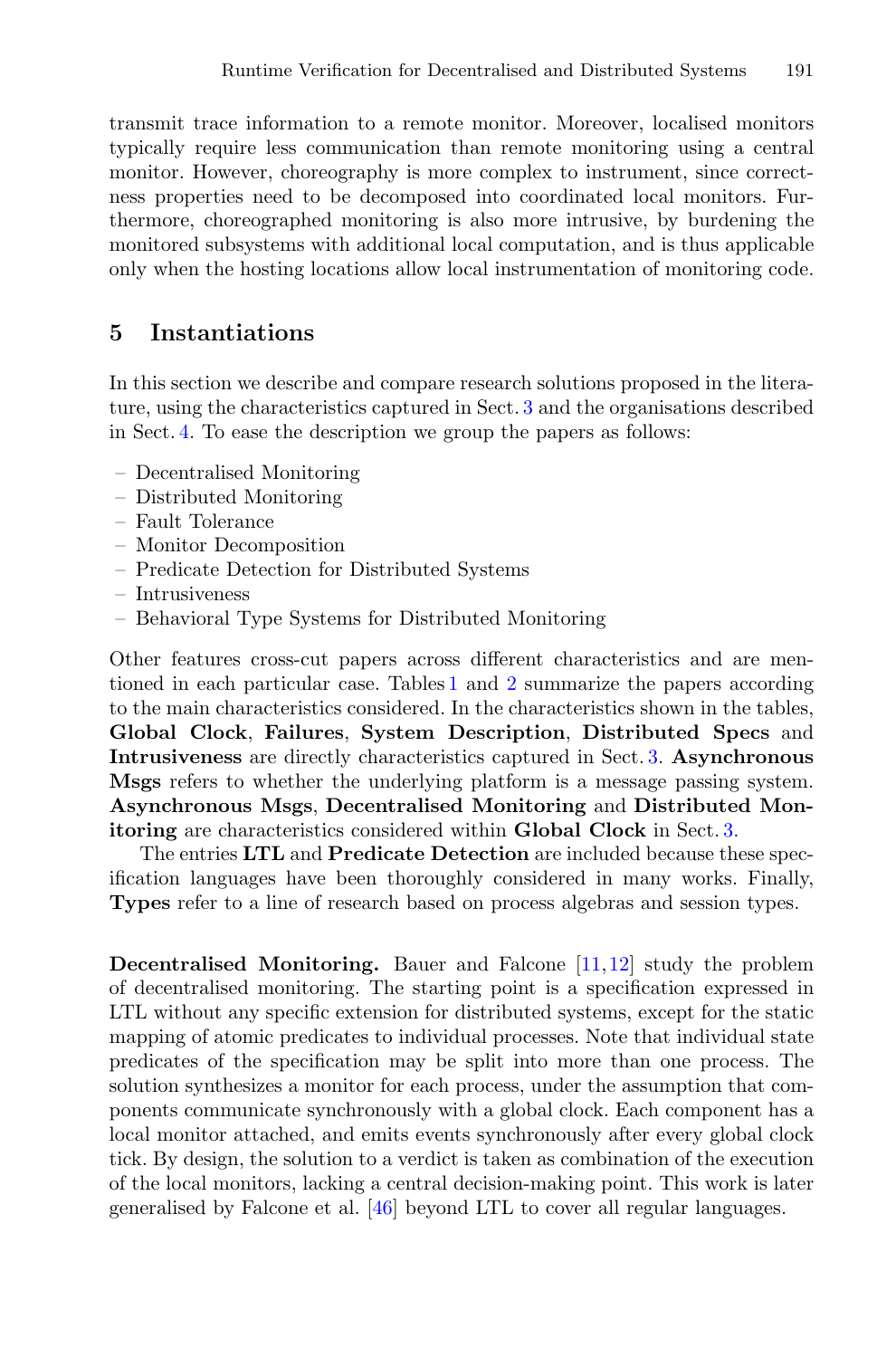transmit trace information to a remote monitor. Moreover, localised monitors typically require less communication than remote monitoring using a central monitor. However, choreography is more complex to instrument, since correctness properties need to be decomposed into coordinated local monitors. Furthermore, choreographed monitoring is also more intrusive, by burdening the monitored subsystems with additional local computation, and is thus applicable only when the hosting locations allow local instrumentation of monitoring code.

## 5 Instantiations

In this section we describe and compare research solutions proposed in the literature, using the characteristics captured in Sect. 3 and the organisations described in Sect. 4. To ease the description we group the papers as follows:

- Decentralised Monitoring
- Distributed Monitoring
- Fault Tolerance
- Monitor Decomposition
- Predicate Detection for Distributed Systems
- Intrusiveness
- Behavioral Type Systems for Distributed Monitoring

Other features cross-cut papers across different characteristics and are mentioned in each particular case. Tables 1 and 2 summarize the papers according to the main characteristics considered. In the characteristics shown in the tables, **Global Clock**, **Failures**, **System Description**, **Distributed Specs** and **Intrusiveness** are directly characteristics captured in Sect. 3. **Asynchronous Msgs** refers to whether the underlying platform is a message passing system. **Asynchronous Msgs**, **Decentralised Monitoring** and **Distributed Monitoring** are characteristics considered within **Global Clock** in Sect. 3.

The entries **LTL** and **Predicate Detection** are included because these specification languages have been thoroughly considered in many works. Finally, **Types** refer to a line of research based on process algebras and session types.

**Decentralised Monitoring.** Bauer and Falcone [11,12] study the problem of decentralised monitoring. The starting point is a specification expressed in LTL without any specific extension for distributed systems, except for the static mapping of atomic predicates to individual processes. Note that individual state predicates of the specification may be split into more than one process. The solution synthesizes a monitor for each process, under the assumption that components communicate synchronously with a global clock. Each component has a local monitor attached, and emits events synchronously after every global clock tick. By design, the solution to a verdict is taken as combination of the execution of the local monitors, lacking a central decision-making point. This work is later generalised by Falcone et al. [46] beyond LTL to cover all regular languages.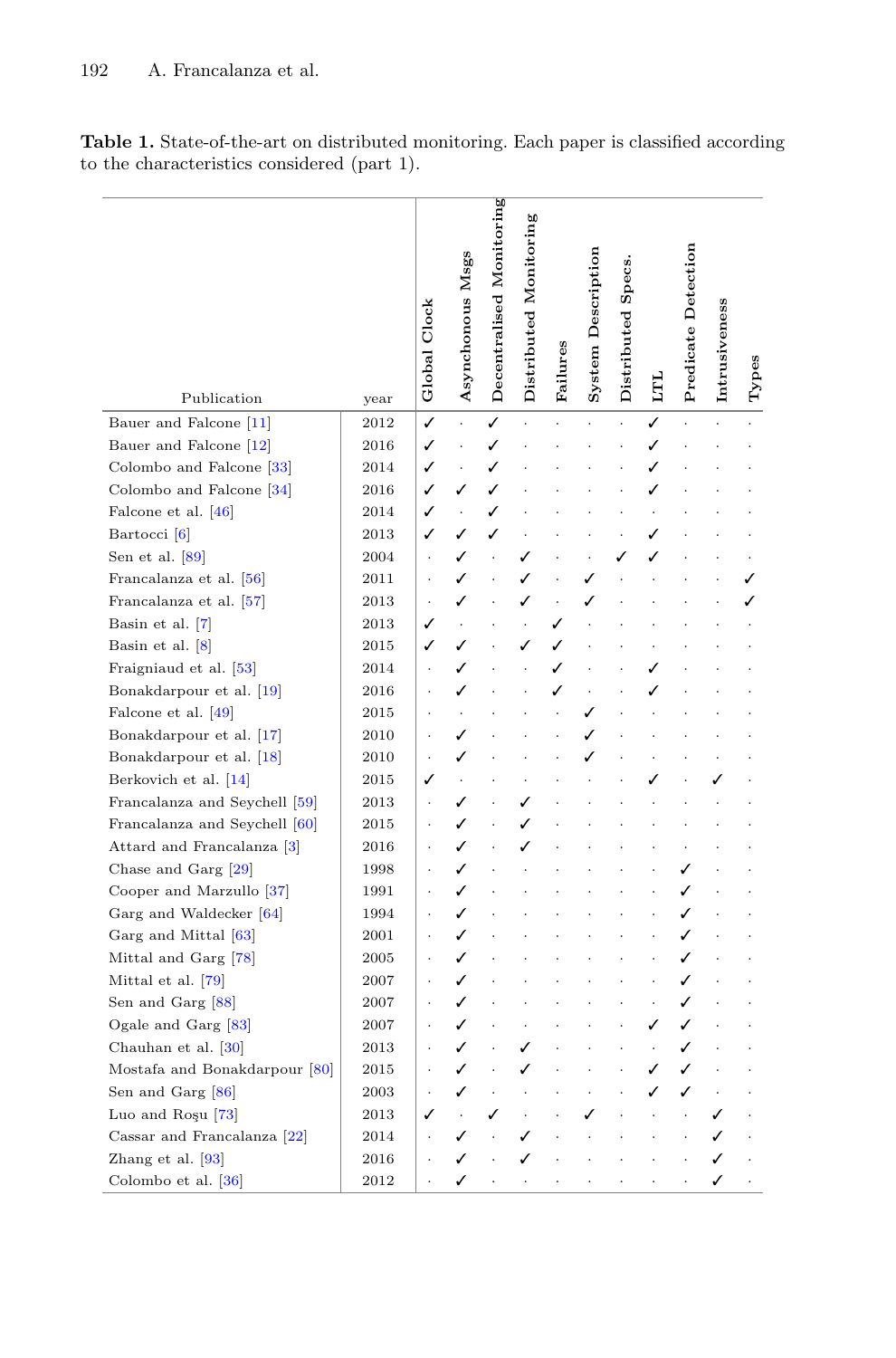**Table 1.** State-of-the-art on distributed monitoring. Each paper is classified according to the characteristics considered (part 1).

| Publication | year | Global Clock | Asynchonous Msgs | Decentralised Monitoring | Distributed Monitoring | Failures | System Description | Distributed Specs. | LTL | Predicate Detection | Intrusiveness | Types |
|---|---|---|---|---|---|---|---|---|---|---|---|---|
| Bauer and Falcone [11] | 2012 | ✓ | · | ✓ | · | · | · | · | ✓ | · | · | · |
| Bauer and Falcone [12] | 2016 | ✓ | · | ✓ | · | · | · | · | ✓ | · | · | · |
| Colombo and Falcone [33] | 2014 | ✓ | · | ✓ | · | · | · | · | ✓ | · | · | · |
| Colombo and Falcone [34] | 2016 | ✓ | ✓ | ✓ | · | · | · | · | ✓ | · | · | · |
| Falcone et al. [46] | 2014 | ✓ | · | ✓ | · | · | · | · | · | · | · | · |
| Bartocci [6] | 2013 | ✓ | ✓ | ✓ | · | · | · | · | ✓ | · | · | · |
| Sen et al. [89] | 2004 | · | ✓ | · | ✓ | · | · | ✓ | ✓ | · | · | · |
| Francalanza et al. [56] | 2011 | · | ✓ | · | ✓ | · | ✓ | · | · | · | · | ✓ |
| Francalanza et al. [57] | 2013 | · | ✓ | · | ✓ | · | ✓ | · | · | · | · | ✓ |
| Basin et al. [7] | 2013 | ✓ | · | · | · | ✓ | · | · | · | · | · | · |
| Basin et al. [8] | 2015 | ✓ | ✓ | · | ✓ | ✓ | · | · | · | · | · | · |
| Fraigniaud et al. [53] | 2014 | · | ✓ | · | · | ✓ | · | · | ✓ | · | · | · |
| Bonakdarpour et al. [19] | 2016 | · | ✓ | · | · | ✓ | · | · | ✓ | · | · | · |
| Falcone et al. [49] | 2015 | · | · | · | · | · | ✓ | · | · | · | · | · |
| Bonakdarpour et al. [17] | 2010 | · | ✓ | · | · | · | ✓ | · | · | · | · | · |
| Bonakdarpour et al. [18] | 2010 | · | ✓ | · | · | · | ✓ | · | · | · | · | · |
| Berkovich et al. [14] | 2015 | ✓ | · | · | · | · | · | · | ✓ | · | ✓ | · |
| Francalanza and Seychell [59] | 2013 | · | ✓ | · | ✓ | · | · | · | · | · | · | · |
| Francalanza and Seychell [60] | 2015 | · | ✓ | · | ✓ | · | · | · | · | · | · | · |
| Attard and Francalanza [3] | 2016 | · | ✓ | · | ✓ | · | · | · | · | · | · | · |
| Chase and Garg [29] | 1998 | · | ✓ | · | · | · | · | · | · | ✓ | · | · |
| Cooper and Marzullo [37] | 1991 | · | ✓ | · | · | · | · | · | · | ✓ | · | · |
| Garg and Waldecker [64] | 1994 | · | ✓ | · | · | · | · | · | · | ✓ | · | · |
| Garg and Mittal [63] | 2001 | · | ✓ | · | · | · | · | · | · | ✓ | · | · |
| Mittal and Garg [78] | 2005 | · | ✓ | · | · | · | · | · | · | ✓ | · | · |
| Mittal et al. [79] | 2007 | · | ✓ | · | · | · | · | · | · | ✓ | · | · |
| Sen and Garg [88] | 2007 | · | ✓ | · | · | · | · | · | · | ✓ | · | · |
| Ogale and Garg [83] | 2007 | · | ✓ | · | · | · | · | · | ✓ | ✓ | · | · |
| Chauhan et al. [30] | 2013 | · | ✓ | · | ✓ | · | · | · | · | ✓ | · | · |
| Mostafa and Bonakdarpour [80] | 2015 | · | ✓ | · | ✓ | · | · | · | ✓ | ✓ | · | · |
| Sen and Garg [86] | 2003 | · | ✓ | · | · | · | · | · | ✓ | ✓ | · | · |
| Luo and Roşu [73] | 2013 | ✓ | · | ✓ | · | · | ✓ | · | · | · | ✓ | · |
| Cassar and Francalanza [22] | 2014 | · | ✓ | · | ✓ | · | · | · | · | · | ✓ | · |
| Zhang et al. [93] | 2016 | · | ✓ | · | ✓ | · | · | · | · | · | ✓ | · |
| Colombo et al. [36] | 2012 | · | ✓ | · | · | · | · | · | · | · | ✓ | · |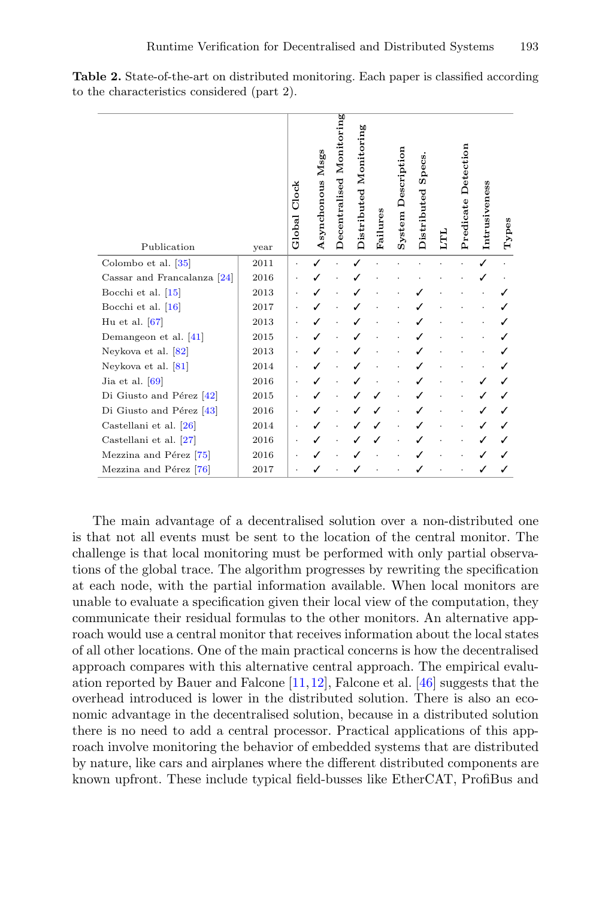**Table 2.** State-of-the-art on distributed monitoring. Each paper is classified according to the characteristics considered (part 2).

| Publication | year | Global Clock | Asynchonous Msgs | Decentralised Monitoring | Distributed Monitoring | Failures | System Description | Distributed Specs. | LTL | Predicate Detection | Intrusiveness | Types |
|---|---|---|---|---|---|---|---|---|---|---|---|---|
| Colombo et al. [35] | 2011 | · | ✓ | · | ✓ | · | · | · | · | · | ✓ | · |
| Cassar and Francalanza [24] | 2016 | · | ✓ | · | ✓ | · | · | · | · | · | ✓ | · |
| Bocchi et al. [15] | 2013 | · | ✓ | · | ✓ | · | · | ✓ | · | · | · | ✓ |
| Bocchi et al. [16] | 2017 | · | ✓ | · | ✓ | · | · | ✓ | · | · | · | ✓ |
| Hu et al. [67] | 2013 | · | ✓ | · | ✓ | · | · | ✓ | · | · | · | ✓ |
| Demangeon et al. [41] | 2015 | · | ✓ | · | ✓ | · | · | ✓ | · | · | · | ✓ |
| Neykova et al. [82] | 2013 | · | ✓ | · | ✓ | · | · | ✓ | · | · | · | ✓ |
| Neykova et al. [81] | 2014 | · | ✓ | · | ✓ | · | · | ✓ | · | · | · | ✓ |
| Jia et al. [69] | 2016 | · | ✓ | · | ✓ | · | · | ✓ | · | · | ✓ | ✓ |
| Di Giusto and Pérez [42] | 2015 | · | ✓ | · | ✓ | ✓ | · | ✓ | · | · | ✓ | ✓ |
| Di Giusto and Pérez [43] | 2016 | · | ✓ | · | ✓ | ✓ | · | ✓ | · | · | ✓ | ✓ |
| Castellani et al. [26] | 2014 | · | ✓ | · | ✓ | ✓ | · | ✓ | · | · | ✓ | ✓ |
| Castellani et al. [27] | 2016 | · | ✓ | · | ✓ | ✓ | · | ✓ | · | · | ✓ | ✓ |
| Mezzina and Pérez [75] | 2016 | · | ✓ | · | ✓ | · | · | ✓ | · | · | ✓ | ✓ |
| Mezzina and Pérez [76] | 2017 | · | ✓ | · | ✓ | · | · | ✓ | · | · | ✓ | ✓ |

The main advantage of a decentralised solution over a non-distributed one is that not all events must be sent to the location of the central monitor. The challenge is that local monitoring must be performed with only partial observations of the global trace. The algorithm progresses by rewriting the specification at each node, with the partial information available. When local monitors are unable to evaluate a specification given their local view of the computation, they communicate their residual formulas to the other monitors. An alternative approach would use a central monitor that receives information about the local states of all other locations. One of the main practical concerns is how the decentralised approach compares with this alternative central approach. The empirical evaluation reported by Bauer and Falcone [11,12], Falcone et al. [46] suggests that the overhead introduced is lower in the distributed solution. There is also an economic advantage in the decentralised solution, because in a distributed solution there is no need to add a central processor. Practical applications of this approach involve monitoring the behavior of embedded systems that are distributed by nature, like cars and airplanes where the different distributed components are known upfront. These include typical field-busses like EtherCAT, ProfiBus and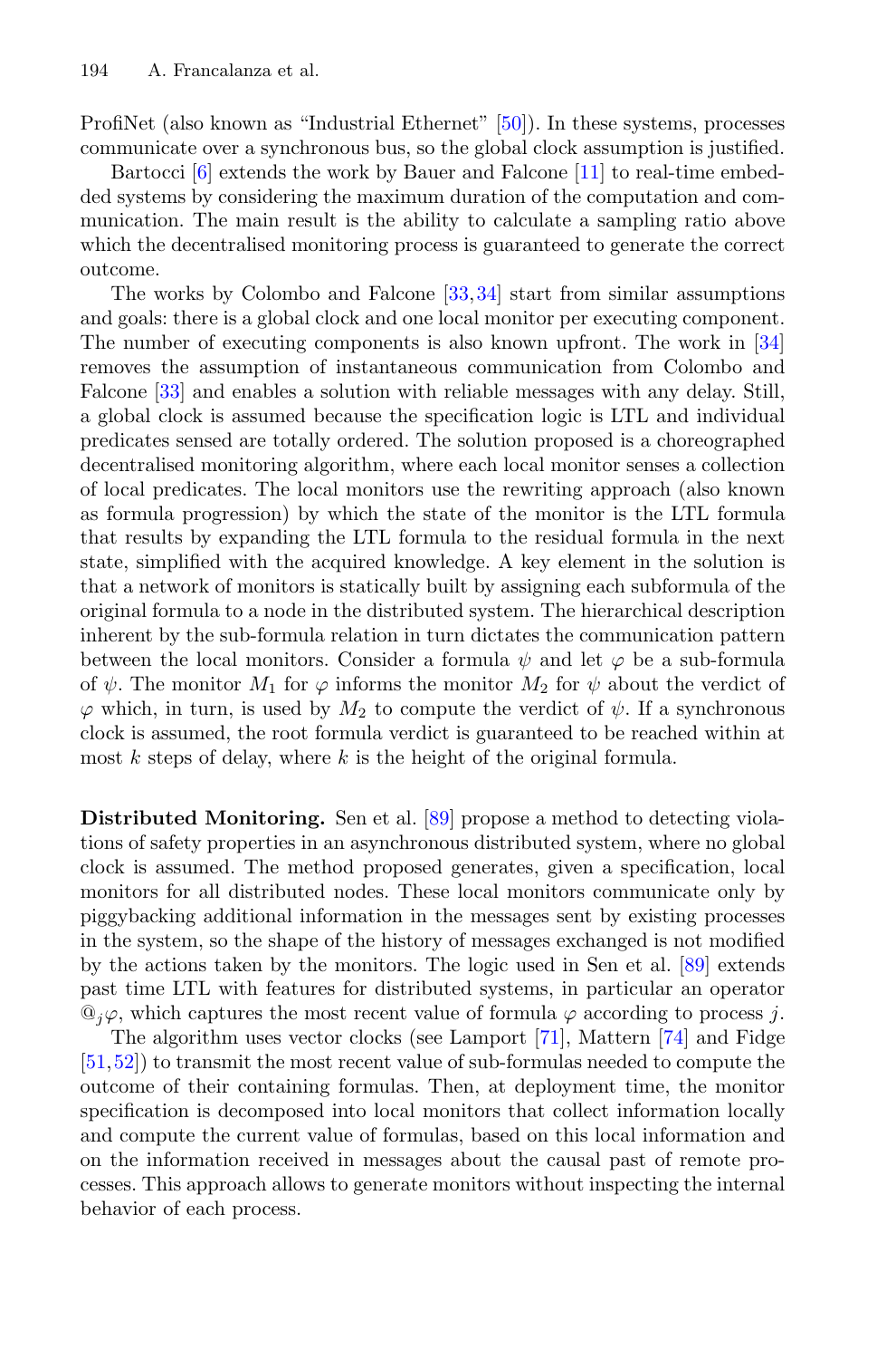ProfiNet (also known as "Industrial Ethernet" [50]). In these systems, processes communicate over a synchronous bus, so the global clock assumption is justified.

Bartocci [6] extends the work by Bauer and Falcone [11] to real-time embedded systems by considering the maximum duration of the computation and communication. The main result is the ability to calculate a sampling ratio above which the decentralised monitoring process is guaranteed to generate the correct outcome.

The works by Colombo and Falcone [33,34] start from similar assumptions and goals: there is a global clock and one local monitor per executing component. The number of executing components is also known upfront. The work in [34] removes the assumption of instantaneous communication from Colombo and Falcone [33] and enables a solution with reliable messages with any delay. Still, a global clock is assumed because the specification logic is LTL and individual predicates sensed are totally ordered. The solution proposed is a choreographed decentralised monitoring algorithm, where each local monitor senses a collection of local predicates. The local monitors use the rewriting approach (also known as formula progression) by which the state of the monitor is the LTL formula that results by expanding the LTL formula to the residual formula in the next state, simplified with the acquired knowledge. A key element in the solution is that a network of monitors is statically built by assigning each subformula of the original formula to a node in the distributed system. The hierarchical description inherent by the sub-formula relation in turn dictates the communication pattern between the local monitors. Consider a formula $\psi$ and let $\varphi$ be a sub-formula of $\psi$. The monitor $M_1$ for $\varphi$ informs the monitor $M_2$ for $\psi$ about the verdict of $\varphi$ which, in turn, is used by $M_2$ to compute the verdict of $\psi$. If a synchronous clock is assumed, the root formula verdict is guaranteed to be reached within at most $k$ steps of delay, where $k$ is the height of the original formula.

**Distributed Monitoring.** Sen et al. [89] propose a method to detecting violations of safety properties in an asynchronous distributed system, where no global clock is assumed. The method proposed generates, given a specification, local monitors for all distributed nodes. These local monitors communicate only by piggybacking additional information in the messages sent by existing processes in the system, so the shape of the history of messages exchanged is not modified by the actions taken by the monitors. The logic used in Sen et al. [89] extends past time LTL with features for distributed systems, in particular an operator $@_j\varphi$, which captures the most recent value of formula $\varphi$ according to process $j$.

The algorithm uses vector clocks (see Lamport [71], Mattern [74] and Fidge [51,52]) to transmit the most recent value of sub-formulas needed to compute the outcome of their containing formulas. Then, at deployment time, the monitor specification is decomposed into local monitors that collect information locally and compute the current value of formulas, based on this local information and on the information received in messages about the causal past of remote processes. This approach allows to generate monitors without inspecting the internal behavior of each process.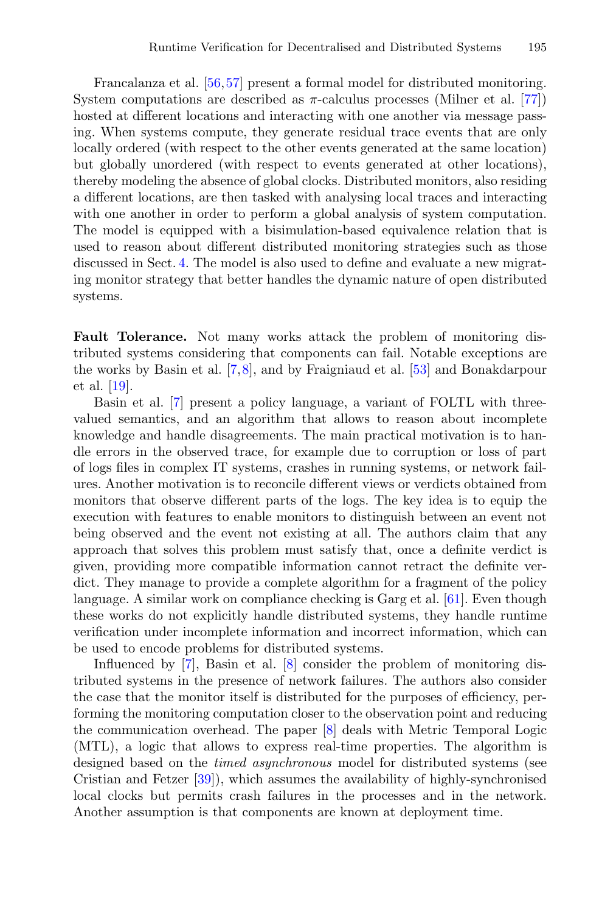Francalanza et al. [56,57] present a formal model for distributed monitoring. System computations are described as $\pi$-calculus processes (Milner et al. [77]) hosted at different locations and interacting with one another via message passing. When systems compute, they generate residual trace events that are only locally ordered (with respect to the other events generated at the same location) but globally unordered (with respect to events generated at other locations), thereby modeling the absence of global clocks. Distributed monitors, also residing a different locations, are then tasked with analysing local traces and interacting with one another in order to perform a global analysis of system computation. The model is equipped with a bisimulation-based equivalence relation that is used to reason about different distributed monitoring strategies such as those discussed in Sect. 4. The model is also used to define and evaluate a new migrating monitor strategy that better handles the dynamic nature of open distributed systems.

**Fault Tolerance.** Not many works attack the problem of monitoring distributed systems considering that components can fail. Notable exceptions are the works by Basin et al. [7,8], and by Fraigniaud et al. [53] and Bonakdarpour et al. [19].

Basin et al. [7] present a policy language, a variant of FOLTL with three-valued semantics, and an algorithm that allows to reason about incomplete knowledge and handle disagreements. The main practical motivation is to handle errors in the observed trace, for example due to corruption or loss of part of logs files in complex IT systems, crashes in running systems, or network failures. Another motivation is to reconcile different views or verdicts obtained from monitors that observe different parts of the logs. The key idea is to equip the execution with features to enable monitors to distinguish between an event not being observed and the event not existing at all. The authors claim that any approach that solves this problem must satisfy that, once a definite verdict is given, providing more compatible information cannot retract the definite verdict. They manage to provide a complete algorithm for a fragment of the policy language. A similar work on compliance checking is Garg et al. [61]. Even though these works do not explicitly handle distributed systems, they handle runtime verification under incomplete information and incorrect information, which can be used to encode problems for distributed systems.

Influenced by [7], Basin et al. [8] consider the problem of monitoring distributed systems in the presence of network failures. The authors also consider the case that the monitor itself is distributed for the purposes of efficiency, performing the monitoring computation closer to the observation point and reducing the communication overhead. The paper [8] deals with Metric Temporal Logic (MTL), a logic that allows to express real-time properties. The algorithm is designed based on the *timed asynchronous* model for distributed systems (see Cristian and Fetzer [39]), which assumes the availability of highly-synchronised local clocks but permits crash failures in the processes and in the network. Another assumption is that components are known at deployment time.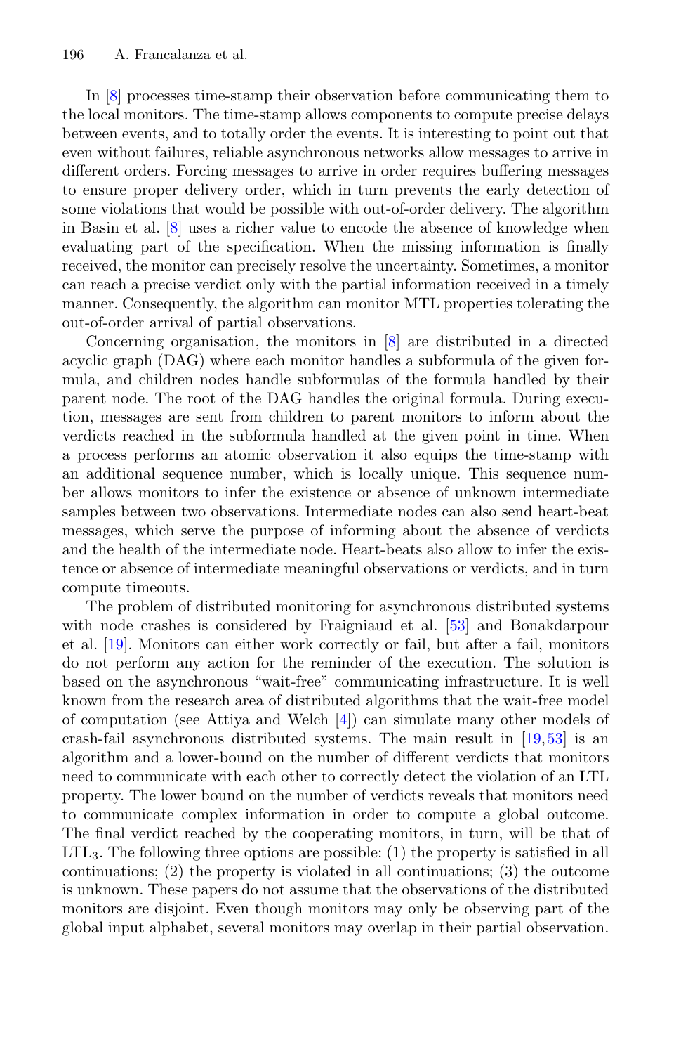In [8] processes time-stamp their observation before communicating them to the local monitors. The time-stamp allows components to compute precise delays between events, and to totally order the events. It is interesting to point out that even without failures, reliable asynchronous networks allow messages to arrive in different orders. Forcing messages to arrive in order requires buffering messages to ensure proper delivery order, which in turn prevents the early detection of some violations that would be possible with out-of-order delivery. The algorithm in Basin et al. [8] uses a richer value to encode the absence of knowledge when evaluating part of the specification. When the missing information is finally received, the monitor can precisely resolve the uncertainty. Sometimes, a monitor can reach a precise verdict only with the partial information received in a timely manner. Consequently, the algorithm can monitor MTL properties tolerating the out-of-order arrival of partial observations.

Concerning organisation, the monitors in [8] are distributed in a directed acyclic graph (DAG) where each monitor handles a subformula of the given formula, and children nodes handle subformulas of the formula handled by their parent node. The root of the DAG handles the original formula. During execution, messages are sent from children to parent monitors to inform about the verdicts reached in the subformula handled at the given point in time. When a process performs an atomic observation it also equips the time-stamp with an additional sequence number, which is locally unique. This sequence number allows monitors to infer the existence or absence of unknown intermediate samples between two observations. Intermediate nodes can also send heart-beat messages, which serve the purpose of informing about the absence of verdicts and the health of the intermediate node. Heart-beats also allow to infer the existence or absence of intermediate meaningful observations or verdicts, and in turn compute timeouts.

The problem of distributed monitoring for asynchronous distributed systems with node crashes is considered by Fraigniaud et al. [53] and Bonakdarpour et al. [19]. Monitors can either work correctly or fail, but after a fail, monitors do not perform any action for the reminder of the execution. The solution is based on the asynchronous "wait-free" communicating infrastructure. It is well known from the research area of distributed algorithms that the wait-free model of computation (see Attiya and Welch [4]) can simulate many other models of crash-fail asynchronous distributed systems. The main result in [19,53] is an algorithm and a lower-bound on the number of different verdicts that monitors need to communicate with each other to correctly detect the violation of an LTL property. The lower bound on the number of verdicts reveals that monitors need to communicate complex information in order to compute a global outcome. The final verdict reached by the cooperating monitors, in turn, will be that of $\text{LTL}_3$. The following three options are possible: (1) the property is satisfied in all continuations; (2) the property is violated in all continuations; (3) the outcome is unknown. These papers do not assume that the observations of the distributed monitors are disjoint. Even though monitors may only be observing part of the global input alphabet, several monitors may overlap in their partial observation.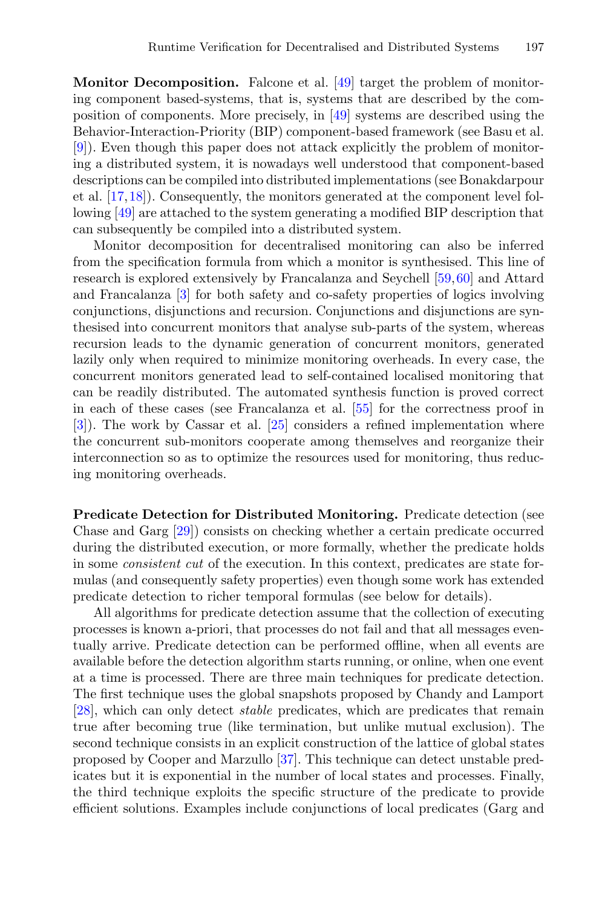**Monitor Decomposition.** Falcone et al. [49] target the problem of monitoring component based-systems, that is, systems that are described by the composition of components. More precisely, in [49] systems are described using the Behavior-Interaction-Priority (BIP) component-based framework (see Basu et al. [9]). Even though this paper does not attack explicitly the problem of monitoring a distributed system, it is nowadays well understood that component-based descriptions can be compiled into distributed implementations (see Bonakdarpour et al. [17,18]). Consequently, the monitors generated at the component level following [49] are attached to the system generating a modified BIP description that can subsequently be compiled into a distributed system.

Monitor decomposition for decentralised monitoring can also be inferred from the specification formula from which a monitor is synthesised. This line of research is explored extensively by Francalanza and Seychell [59,60] and Attard and Francalanza [3] for both safety and co-safety properties of logics involving conjunctions, disjunctions and recursion. Conjunctions and disjunctions are synthesised into concurrent monitors that analyse sub-parts of the system, whereas recursion leads to the dynamic generation of concurrent monitors, generated lazily only when required to minimize monitoring overheads. In every case, the concurrent monitors generated lead to self-contained localised monitoring that can be readily distributed. The automated synthesis function is proved correct in each of these cases (see Francalanza et al. [55] for the correctness proof in [3]). The work by Cassar et al. [25] considers a refined implementation where the concurrent sub-monitors cooperate among themselves and reorganize their interconnection so as to optimize the resources used for monitoring, thus reducing monitoring overheads.

**Predicate Detection for Distributed Monitoring.** Predicate detection (see Chase and Garg [29]) consists on checking whether a certain predicate occurred during the distributed execution, or more formally, whether the predicate holds in some *consistent cut* of the execution. In this context, predicates are state formulas (and consequently safety properties) even though some work has extended predicate detection to richer temporal formulas (see below for details).

All algorithms for predicate detection assume that the collection of executing processes is known a-priori, that processes do not fail and that all messages eventually arrive. Predicate detection can be performed offline, when all events are available before the detection algorithm starts running, or online, when one event at a time is processed. There are three main techniques for predicate detection. The first technique uses the global snapshots proposed by Chandy and Lamport [28], which can only detect *stable* predicates, which are predicates that remain true after becoming true (like termination, but unlike mutual exclusion). The second technique consists in an explicit construction of the lattice of global states proposed by Cooper and Marzullo [37]. This technique can detect unstable predicates but it is exponential in the number of local states and processes. Finally, the third technique exploits the specific structure of the predicate to provide efficient solutions. Examples include conjunctions of local predicates (Garg and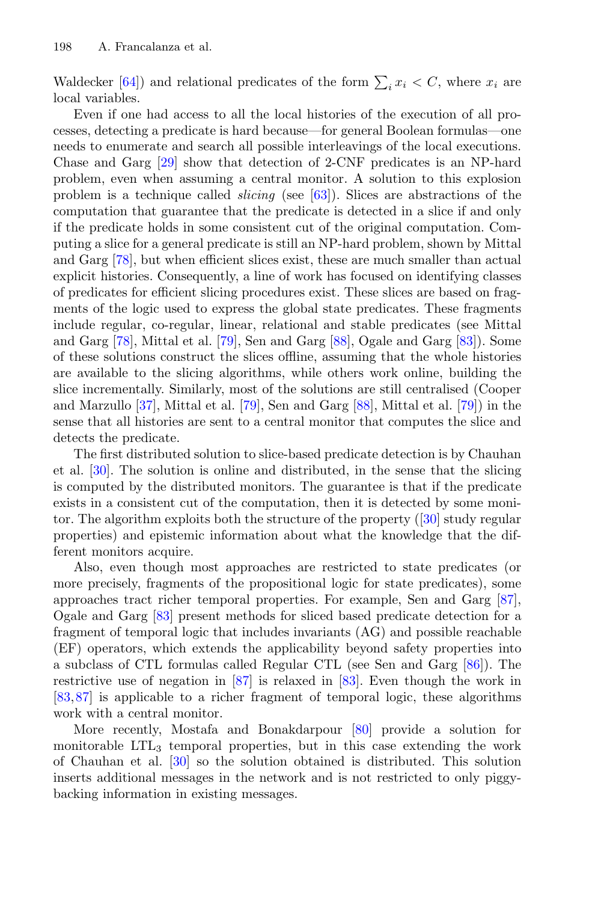Waldecker [64]) and relational predicates of the form $\sum_i x_i < C$, where $x_i$ are local variables.

Even if one had access to all the local histories of the execution of all processes, detecting a predicate is hard because—for general Boolean formulas—one needs to enumerate and search all possible interleavings of the local executions. Chase and Garg [29] show that detection of 2-CNF predicates is an NP-hard problem, even when assuming a central monitor. A solution to this explosion problem is a technique called *slicing* (see [63]). Slices are abstractions of the computation that guarantee that the predicate is detected in a slice if and only if the predicate holds in some consistent cut of the original computation. Computing a slice for a general predicate is still an NP-hard problem, shown by Mittal and Garg [78], but when efficient slices exist, these are much smaller than actual explicit histories. Consequently, a line of work has focused on identifying classes of predicates for efficient slicing procedures exist. These slices are based on fragments of the logic used to express the global state predicates. These fragments include regular, co-regular, linear, relational and stable predicates (see Mittal and Garg [78], Mittal et al. [79], Sen and Garg [88], Ogale and Garg [83]). Some of these solutions construct the slices offline, assuming that the whole histories are available to the slicing algorithms, while others work online, building the slice incrementally. Similarly, most of the solutions are still centralised (Cooper and Marzullo [37], Mittal et al. [79], Sen and Garg [88], Mittal et al. [79]) in the sense that all histories are sent to a central monitor that computes the slice and detects the predicate.

The first distributed solution to slice-based predicate detection is by Chauhan et al. [30]. The solution is online and distributed, in the sense that the slicing is computed by the distributed monitors. The guarantee is that if the predicate exists in a consistent cut of the computation, then it is detected by some monitor. The algorithm exploits both the structure of the property ([30] study regular properties) and epistemic information about what the knowledge that the different monitors acquire.

Also, even though most approaches are restricted to state predicates (or more precisely, fragments of the propositional logic for state predicates), some approaches tract richer temporal properties. For example, Sen and Garg [87], Ogale and Garg [83] present methods for sliced based predicate detection for a fragment of temporal logic that includes invariants (AG) and possible reachable (EF) operators, which extends the applicability beyond safety properties into a subclass of CTL formulas called Regular CTL (see Sen and Garg [86]). The restrictive use of negation in [87] is relaxed in [83]. Even though the work in [83,87] is applicable to a richer fragment of temporal logic, these algorithms work with a central monitor.

More recently, Mostafa and Bonakdarpour [80] provide a solution for monitorable $\text{LTL}_3$ temporal properties, but in this case extending the work of Chauhan et al. [30] so the solution obtained is distributed. This solution inserts additional messages in the network and is not restricted to only piggybacking information in existing messages.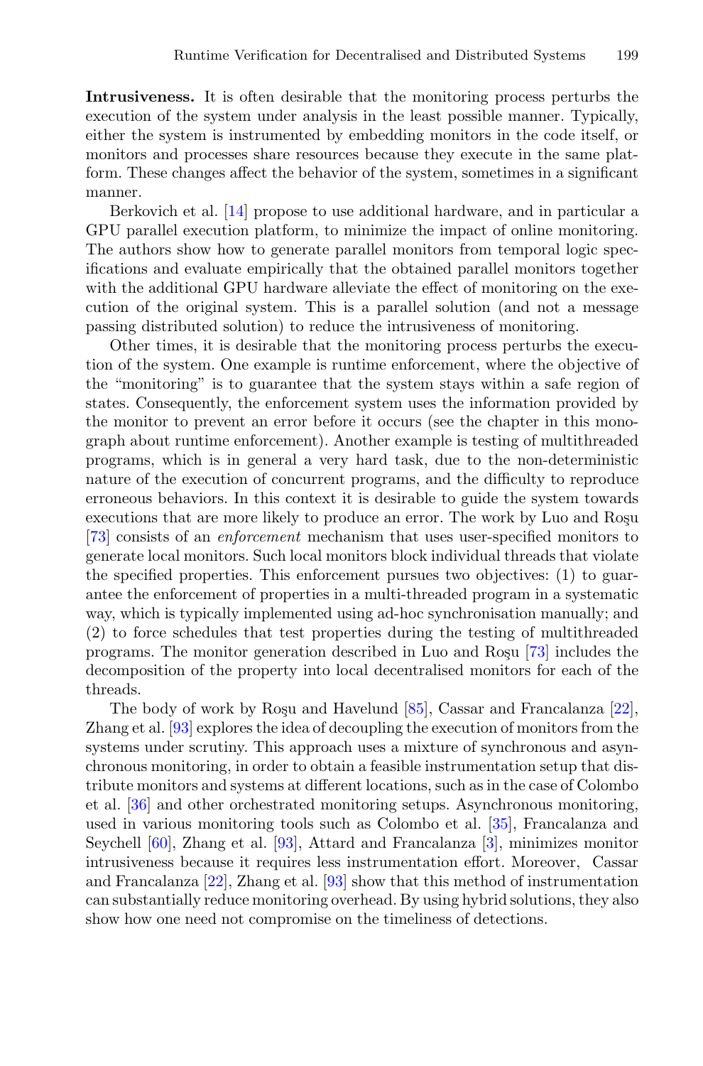**Intrusiveness.** It is often desirable that the monitoring process perturbs the execution of the system under analysis in the least possible manner. Typically, either the system is instrumented by embedding monitors in the code itself, or monitors and processes share resources because they execute in the same platform. These changes affect the behavior of the system, sometimes in a significant manner.

Berkovich et al. [14] propose to use additional hardware, and in particular a GPU parallel execution platform, to minimize the impact of online monitoring. The authors show how to generate parallel monitors from temporal logic specifications and evaluate empirically that the obtained parallel monitors together with the additional GPU hardware alleviate the effect of monitoring on the execution of the original system. This is a parallel solution (and not a message passing distributed solution) to reduce the intrusiveness of monitoring.

Other times, it is desirable that the monitoring process perturbs the execution of the system. One example is runtime enforcement, where the objective of the "monitoring" is to guarantee that the system stays within a safe region of states. Consequently, the enforcement system uses the information provided by the monitor to prevent an error before it occurs (see the chapter in this monograph about runtime enforcement). Another example is testing of multithreaded programs, which is in general a very hard task, due to the non-deterministic nature of the execution of concurrent programs, and the difficulty to reproduce erroneous behaviors. In this context it is desirable to guide the system towards executions that are more likely to produce an error. The work by Luo and Roşu [73] consists of an *enforcement* mechanism that uses user-specified monitors to generate local monitors. Such local monitors block individual threads that violate the specified properties. This enforcement pursues two objectives: (1) to guarantee the enforcement of properties in a multi-threaded program in a systematic way, which is typically implemented using ad-hoc synchronisation manually; and (2) to force schedules that test properties during the testing of multithreaded programs. The monitor generation described in Luo and Roşu [73] includes the decomposition of the property into local decentralised monitors for each of the threads.

The body of work by Roşu and Havelund [85], Cassar and Francalanza [22], Zhang et al. [93] explores the idea of decoupling the execution of monitors from the systems under scrutiny. This approach uses a mixture of synchronous and asynchronous monitoring, in order to obtain a feasible instrumentation setup that distribute monitors and systems at different locations, such as in the case of Colombo et al. [36] and other orchestrated monitoring setups. Asynchronous monitoring, used in various monitoring tools such as Colombo et al. [35], Francalanza and Seychell [60], Zhang et al. [93], Attard and Francalanza [3], minimizes monitor intrusiveness because it requires less instrumentation effort. Moreover, Cassar and Francalanza [22], Zhang et al. [93] show that this method of instrumentation can substantially reduce monitoring overhead. By using hybrid solutions, they also show how one need not compromise on the timeliness of detections.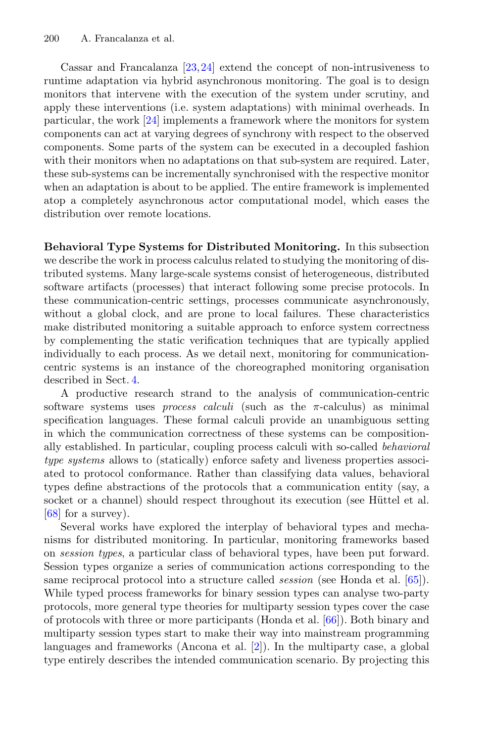Cassar and Francalanza [23,24] extend the concept of non-intrusiveness to runtime adaptation via hybrid asynchronous monitoring. The goal is to design monitors that intervene with the execution of the system under scrutiny, and apply these interventions (i.e. system adaptations) with minimal overheads. In particular, the work [24] implements a framework where the monitors for system components can act at varying degrees of synchrony with respect to the observed components. Some parts of the system can be executed in a decoupled fashion with their monitors when no adaptations on that sub-system are required. Later, these sub-systems can be incrementally synchronised with the respective monitor when an adaptation is about to be applied. The entire framework is implemented atop a completely asynchronous actor computational model, which eases the distribution over remote locations.

**Behavioral Type Systems for Distributed Monitoring.** In this subsection we describe the work in process calculus related to studying the monitoring of distributed systems. Many large-scale systems consist of heterogeneous, distributed software artifacts (processes) that interact following some precise protocols. In these communication-centric settings, processes communicate asynchronously, without a global clock, and are prone to local failures. These characteristics make distributed monitoring a suitable approach to enforce system correctness by complementing the static verification techniques that are typically applied individually to each process. As we detail next, monitoring for communication-centric systems is an instance of the choreographed monitoring organisation described in Sect. 4.

A productive research strand to the analysis of communication-centric software systems uses *process calculi* (such as the $\pi$-calculus) as minimal specification languages. These formal calculi provide an unambiguous setting in which the communication correctness of these systems can be compositionally established. In particular, coupling process calculi with so-called *behavioral type systems* allows to (statically) enforce safety and liveness properties associated to protocol conformance. Rather than classifying data values, behavioral types define abstractions of the protocols that a communication entity (say, a socket or a channel) should respect throughout its execution (see Hüttel et al. [68] for a survey).

Several works have explored the interplay of behavioral types and mechanisms for distributed monitoring. In particular, monitoring frameworks based on *session types*, a particular class of behavioral types, have been put forward. Session types organize a series of communication actions corresponding to the same reciprocal protocol into a structure called *session* (see Honda et al. [65]). While typed process frameworks for binary session types can analyse two-party protocols, more general type theories for multiparty session types cover the case of protocols with three or more participants (Honda et al. [66]). Both binary and multiparty session types start to make their way into mainstream programming languages and frameworks (Ancona et al. [2]). In the multiparty case, a global type entirely describes the intended communication scenario. By projecting this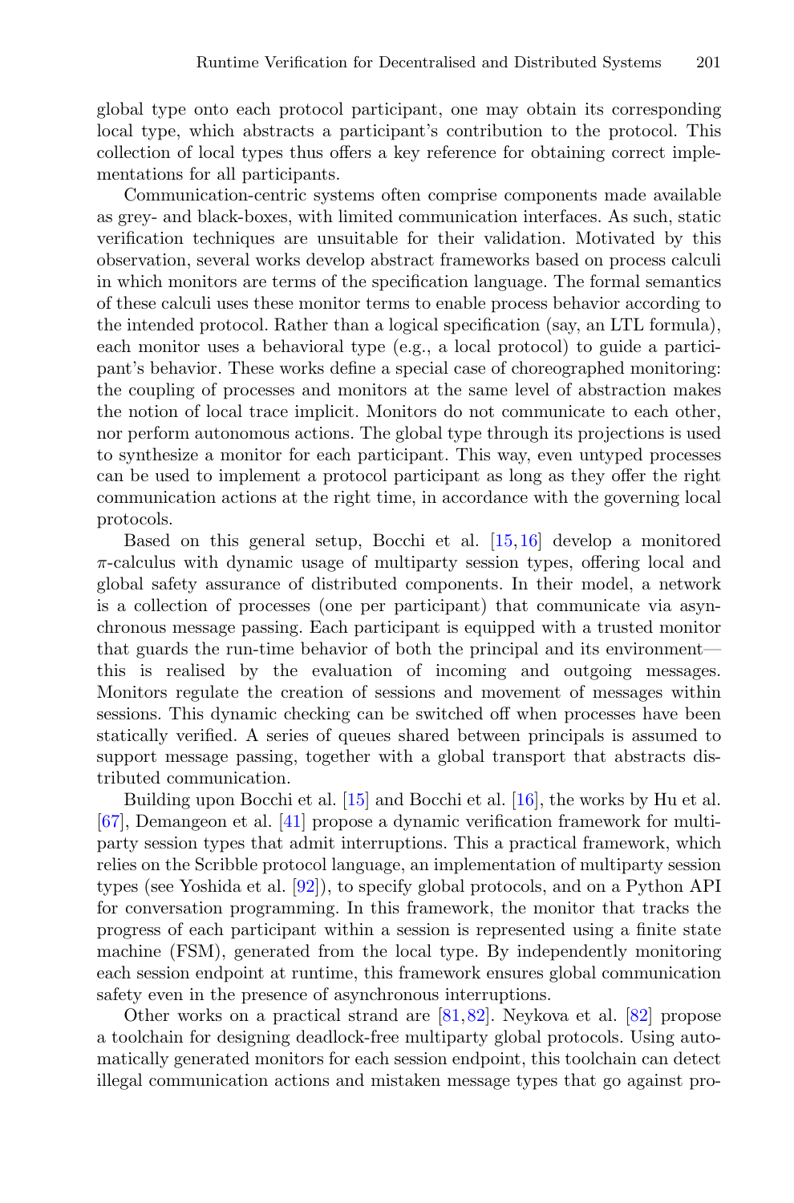global type onto each protocol participant, one may obtain its corresponding local type, which abstracts a participant's contribution to the protocol. This collection of local types thus offers a key reference for obtaining correct implementations for all participants.

Communication-centric systems often comprise components made available as grey- and black-boxes, with limited communication interfaces. As such, static verification techniques are unsuitable for their validation. Motivated by this observation, several works develop abstract frameworks based on process calculi in which monitors are terms of the specification language. The formal semantics of these calculi uses these monitor terms to enable process behavior according to the intended protocol. Rather than a logical specification (say, an LTL formula), each monitor uses a behavioral type (e.g., a local protocol) to guide a participant's behavior. These works define a special case of choreographed monitoring: the coupling of processes and monitors at the same level of abstraction makes the notion of local trace implicit. Monitors do not communicate to each other, nor perform autonomous actions. The global type through its projections is used to synthesize a monitor for each participant. This way, even untyped processes can be used to implement a protocol participant as long as they offer the right communication actions at the right time, in accordance with the governing local protocols.

Based on this general setup, Bocchi et al. [15,16] develop a monitored $\pi$-calculus with dynamic usage of multiparty session types, offering local and global safety assurance of distributed components. In their model, a network is a collection of processes (one per participant) that communicate via asynchronous message passing. Each participant is equipped with a trusted monitor that guards the run-time behavior of both the principal and its environment—this is realised by the evaluation of incoming and outgoing messages. Monitors regulate the creation of sessions and movement of messages within sessions. This dynamic checking can be switched off when processes have been statically verified. A series of queues shared between principals is assumed to support message passing, together with a global transport that abstracts distributed communication.

Building upon Bocchi et al. [15] and Bocchi et al. [16], the works by Hu et al. [67], Demangeon et al. [41] propose a dynamic verification framework for multiparty session types that admit interruptions. This a practical framework, which relies on the Scribble protocol language, an implementation of multiparty session types (see Yoshida et al. [92]), to specify global protocols, and on a Python API for conversation programming. In this framework, the monitor that tracks the progress of each participant within a session is represented using a finite state machine (FSM), generated from the local type. By independently monitoring each session endpoint at runtime, this framework ensures global communication safety even in the presence of asynchronous interruptions.

Other works on a practical strand are [81,82]. Neykova et al. [82] propose a toolchain for designing deadlock-free multiparty global protocols. Using automatically generated monitors for each session endpoint, this toolchain can detect illegal communication actions and mistaken message types that go against pro-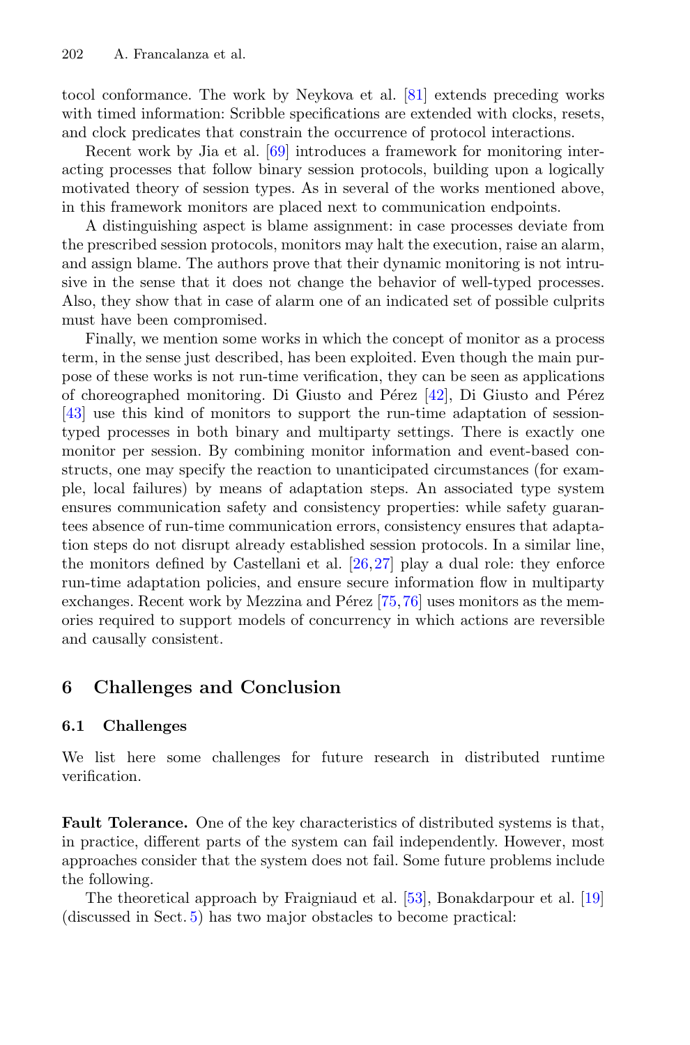tocol conformance. The work by Neykova et al. [81] extends preceding works with timed information: Scribble specifications are extended with clocks, resets, and clock predicates that constrain the occurrence of protocol interactions.

Recent work by Jia et al. [69] introduces a framework for monitoring interacting processes that follow binary session protocols, building upon a logically motivated theory of session types. As in several of the works mentioned above, in this framework monitors are placed next to communication endpoints.

A distinguishing aspect is blame assignment: in case processes deviate from the prescribed session protocols, monitors may halt the execution, raise an alarm, and assign blame. The authors prove that their dynamic monitoring is not intrusive in the sense that it does not change the behavior of well-typed processes. Also, they show that in case of alarm one of an indicated set of possible culprits must have been compromised.

Finally, we mention some works in which the concept of monitor as a process term, in the sense just described, has been exploited. Even though the main purpose of these works is not run-time verification, they can be seen as applications of choreographed monitoring. Di Giusto and Pérez [42], Di Giusto and Pérez [43] use this kind of monitors to support the run-time adaptation of session-typed processes in both binary and multiparty settings. There is exactly one monitor per session. By combining monitor information and event-based constructs, one may specify the reaction to unanticipated circumstances (for example, local failures) by means of adaptation steps. An associated type system ensures communication safety and consistency properties: while safety guarantees absence of run-time communication errors, consistency ensures that adaptation steps do not disrupt already established session protocols. In a similar line, the monitors defined by Castellani et al. [26,27] play a dual role: they enforce run-time adaptation policies, and ensure secure information flow in multiparty exchanges. Recent work by Mezzina and Pérez [75,76] uses monitors as the memories required to support models of concurrency in which actions are reversible and causally consistent.

## 6 Challenges and Conclusion

### 6.1 Challenges

We list here some challenges for future research in distributed runtime verification.

**Fault Tolerance.** One of the key characteristics of distributed systems is that, in practice, different parts of the system can fail independently. However, most approaches consider that the system does not fail. Some future problems include the following.

The theoretical approach by Fraigniaud et al. [53], Bonakdarpour et al. [19] (discussed in Sect. 5) has two major obstacles to become practical: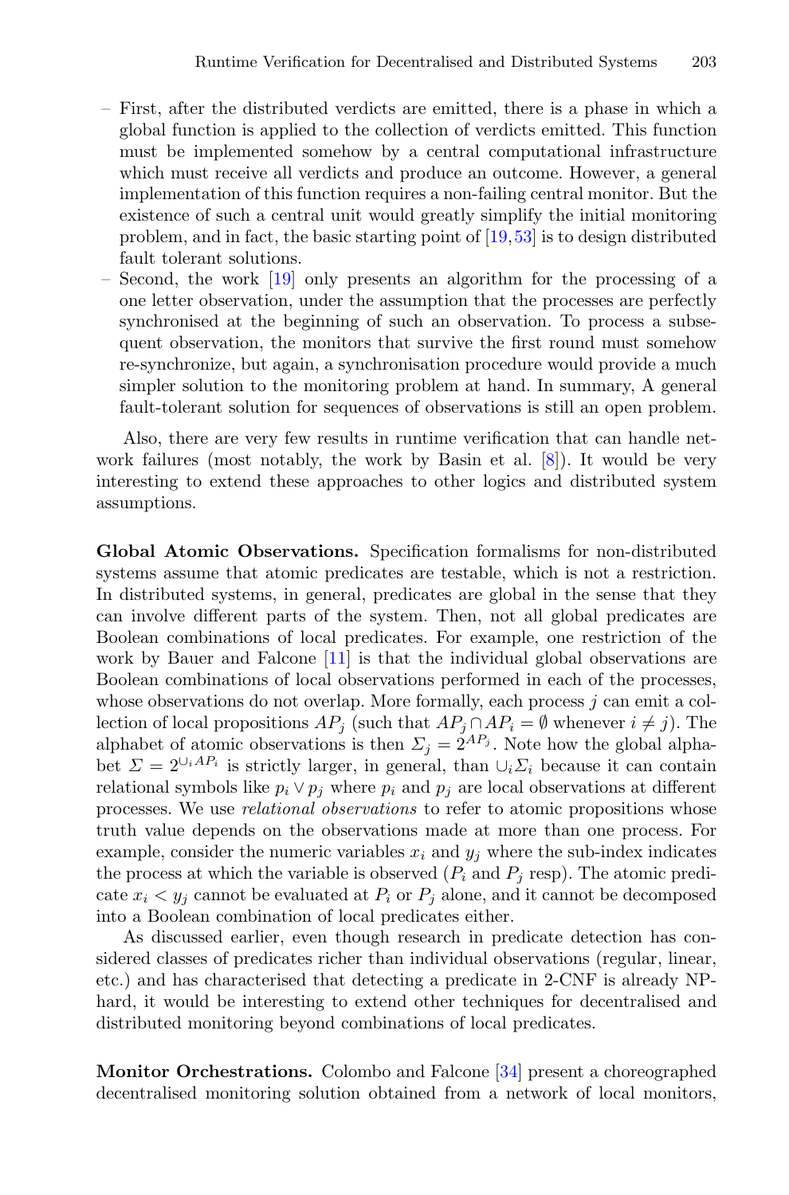- First, after the distributed verdicts are emitted, there is a phase in which a global function is applied to the collection of verdicts emitted. This function must be implemented somehow by a central computational infrastructure which must receive all verdicts and produce an outcome. However, a general implementation of this function requires a non-failing central monitor. But the existence of such a central unit would greatly simplify the initial monitoring problem, and in fact, the basic starting point of [19,53] is to design distributed fault tolerant solutions.
- Second, the work [19] only presents an algorithm for the processing of a one letter observation, under the assumption that the processes are perfectly synchronised at the beginning of such an observation. To process a subsequent observation, the monitors that survive the first round must somehow re-synchronize, but again, a synchronisation procedure would provide a much simpler solution to the monitoring problem at hand. In summary, A general fault-tolerant solution for sequences of observations is still an open problem.

Also, there are very few results in runtime verification that can handle network failures (most notably, the work by Basin et al. [8]). It would be very interesting to extend these approaches to other logics and distributed system assumptions.

**Global Atomic Observations.** Specification formalisms for non-distributed systems assume that atomic predicates are testable, which is not a restriction. In distributed systems, in general, predicates are global in the sense that they can involve different parts of the system. Then, not all global predicates are Boolean combinations of local predicates. For example, one restriction of the work by Bauer and Falcone [11] is that the individual global observations are Boolean combinations of local observations performed in each of the processes, whose observations do not overlap. More formally, each process $j$ can emit a collection of local propositions $AP_j$ (such that $AP_j \cap AP_i = \emptyset$ whenever $i \neq j$). The alphabet of atomic observations is then $\Sigma_j = 2^{AP_j}$. Note how the global alphabet $\Sigma = 2^{\cup_i AP_i}$ is strictly larger, in general, than $\cup_i \Sigma_i$ because it can contain relational symbols like $p_i \vee p_j$ where $p_i$ and $p_j$ are local observations at different processes. We use *relational observations* to refer to atomic propositions whose truth value depends on the observations made at more than one process. For example, consider the numeric variables $x_i$ and $y_j$ where the sub-index indicates the process at which the variable is observed ($P_i$ and $P_j$ resp). The atomic predicate $x_i < y_j$ cannot be evaluated at $P_i$ or $P_j$ alone, and it cannot be decomposed into a Boolean combination of local predicates either.

As discussed earlier, even though research in predicate detection has considered classes of predicates richer than individual observations (regular, linear, etc.) and has characterised that detecting a predicate in 2-CNF is already NP-hard, it would be interesting to extend other techniques for decentralised and distributed monitoring beyond combinations of local predicates.

**Monitor Orchestrations.** Colombo and Falcone [34] present a choreographed decentralised monitoring solution obtained from a network of local monitors,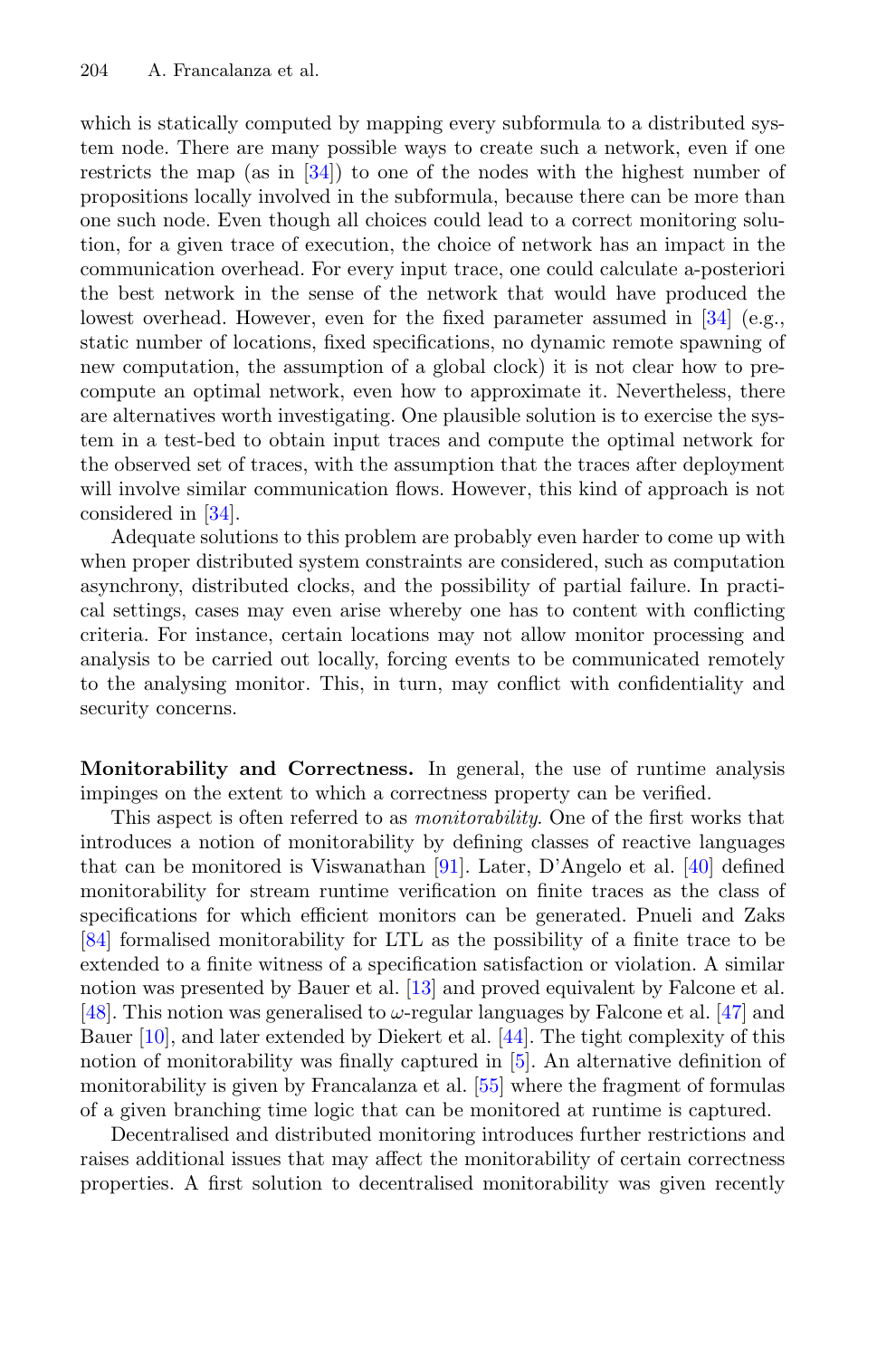which is statically computed by mapping every subformula to a distributed system node. There are many possible ways to create such a network, even if one restricts the map (as in [34]) to one of the nodes with the highest number of propositions locally involved in the subformula, because there can be more than one such node. Even though all choices could lead to a correct monitoring solution, for a given trace of execution, the choice of network has an impact in the communication overhead. For every input trace, one could calculate a-posteriori the best network in the sense of the network that would have produced the lowest overhead. However, even for the fixed parameter assumed in [34] (e.g., static number of locations, fixed specifications, no dynamic remote spawning of new computation, the assumption of a global clock) it is not clear how to precompute an optimal network, even how to approximate it. Nevertheless, there are alternatives worth investigating. One plausible solution is to exercise the system in a test-bed to obtain input traces and compute the optimal network for the observed set of traces, with the assumption that the traces after deployment will involve similar communication flows. However, this kind of approach is not considered in [34].

Adequate solutions to this problem are probably even harder to come up with when proper distributed system constraints are considered, such as computation asynchrony, distributed clocks, and the possibility of partial failure. In practical settings, cases may even arise whereby one has to content with conflicting criteria. For instance, certain locations may not allow monitor processing and analysis to be carried out locally, forcing events to be communicated remotely to the analysing monitor. This, in turn, may conflict with confidentiality and security concerns.

**Monitorability and Correctness.** In general, the use of runtime analysis impinges on the extent to which a correctness property can be verified.

This aspect is often referred to as *monitorability*. One of the first works that introduces a notion of monitorability by defining classes of reactive languages that can be monitored is Viswanathan [91]. Later, D'Angelo et al. [40] defined monitorability for stream runtime verification on finite traces as the class of specifications for which efficient monitors can be generated. Pnueli and Zaks [84] formalised monitorability for LTL as the possibility of a finite trace to be extended to a finite witness of a specification satisfaction or violation. A similar notion was presented by Bauer et al. [13] and proved equivalent by Falcone et al. [48]. This notion was generalised to $\omega$-regular languages by Falcone et al. [47] and Bauer [10], and later extended by Diekert et al. [44]. The tight complexity of this notion of monitorability was finally captured in [5]. An alternative definition of monitorability is given by Francalanza et al. [55] where the fragment of formulas of a given branching time logic that can be monitored at runtime is captured.

Decentralised and distributed monitoring introduces further restrictions and raises additional issues that may affect the monitorability of certain correctness properties. A first solution to decentralised monitorability was given recently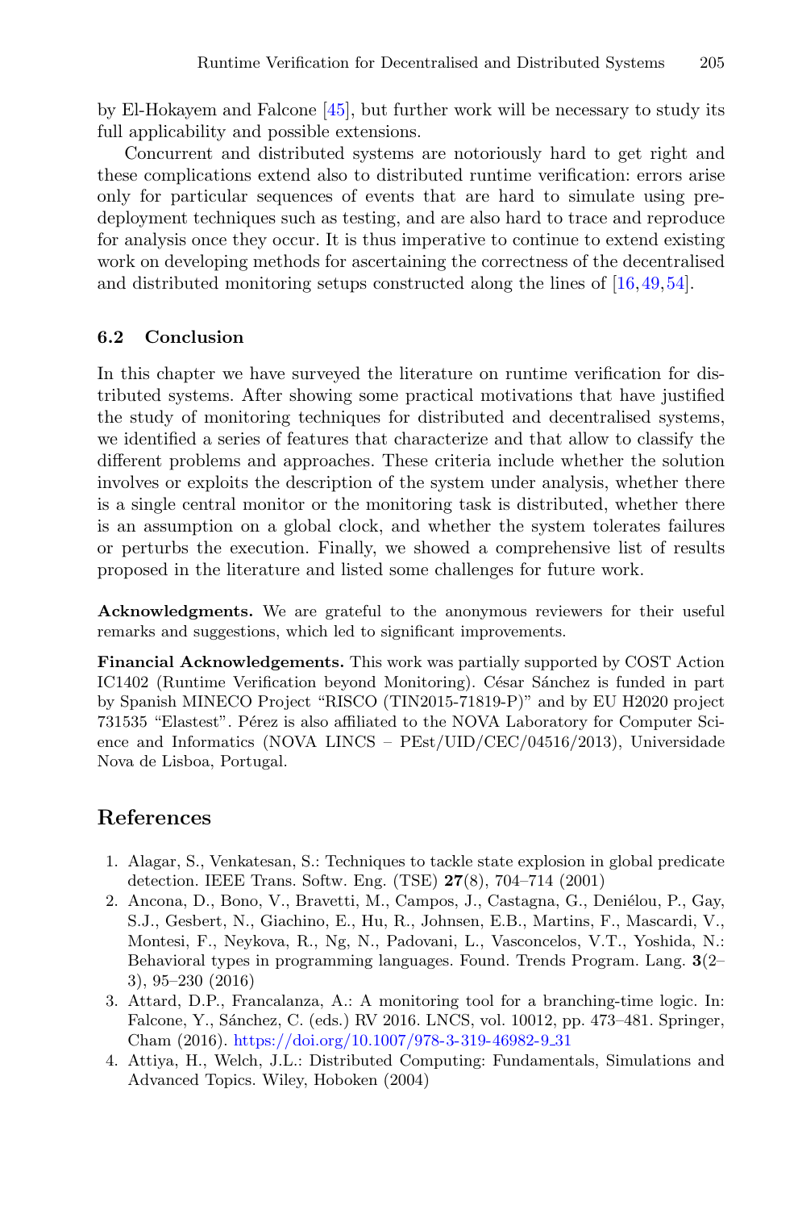by El-Hokayem and Falcone [45], but further work will be necessary to study its full applicability and possible extensions.

Concurrent and distributed systems are notoriously hard to get right and these complications extend also to distributed runtime verification: errors arise only for particular sequences of events that are hard to simulate using pre-deployment techniques such as testing, and are also hard to trace and reproduce for analysis once they occur. It is thus imperative to continue to extend existing work on developing methods for ascertaining the correctness of the decentralised and distributed monitoring setups constructed along the lines of [16, 49, 54].

### 6.2 Conclusion

In this chapter we have surveyed the literature on runtime verification for distributed systems. After showing some practical motivations that have justified the study of monitoring techniques for distributed and decentralised systems, we identified a series of features that characterize and that allow to classify the different problems and approaches. These criteria include whether the solution involves or exploits the description of the system under analysis, whether there is a single central monitor or the monitoring task is distributed, whether there is an assumption on a global clock, and whether the system tolerates failures or perturbs the execution. Finally, we showed a comprehensive list of results proposed in the literature and listed some challenges for future work.

**Acknowledgments.** We are grateful to the anonymous reviewers for their useful remarks and suggestions, which led to significant improvements.

**Financial Acknowledgements.** This work was partially supported by COST Action IC1402 (Runtime Verification beyond Monitoring). César Sánchez is funded in part by Spanish MINECO Project "RISCO (TIN2015-71819-P)" and by EU H2020 project 731535 "Elastest". Pérez is also affiliated to the NOVA Laboratory for Computer Science and Informatics (NOVA LINCS – PEst/UID/CEC/04516/2013), Universidade Nova de Lisboa, Portugal.

## References

1. Alagar, S., Venkatesan, S.: Techniques to tackle state explosion in global predicate detection. IEEE Trans. Softw. Eng. (TSE) **27**(8), 704–714 (2001)
2. Ancona, D., Bono, V., Bravetti, M., Campos, J., Castagna, G., Deniélou, P., Gay, S.J., Gesbert, N., Giachino, E., Hu, R., Johnsen, E.B., Martins, F., Mascardi, V., Montesi, F., Neykova, R., Ng, N., Padovani, L., Vasconcelos, V.T., Yoshida, N.: Behavioral types in programming languages. Found. Trends Program. Lang. **3**(2–3), 95–230 (2016)
3. Attard, D.P., Francalanza, A.: A monitoring tool for a branching-time logic. In: Falcone, Y., Sánchez, C. (eds.) RV 2016. LNCS, vol. 10012, pp. 473–481. Springer, Cham (2016). https://doi.org/10.1007/978-3-319-46982-9_31
4. Attiya, H., Welch, J.L.: Distributed Computing: Fundamentals, Simulations and Advanced Topics. Wiley, Hoboken (2004)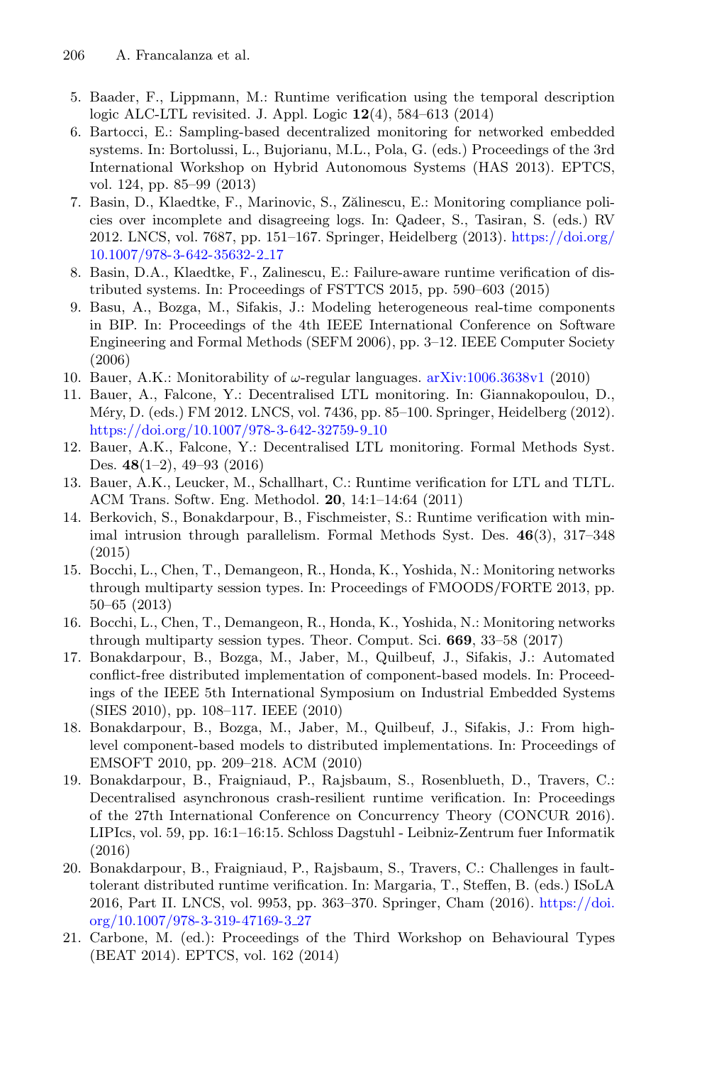5. Baader, F., Lippmann, M.: Runtime verification using the temporal description logic ALC-LTL revisited. J. Appl. Logic **12**(4), 584–613 (2014)
6. Bartocci, E.: Sampling-based decentralized monitoring for networked embedded systems. In: Bortolussi, L., Bujorianu, M.L., Pola, G. (eds.) Proceedings of the 3rd International Workshop on Hybrid Autonomous Systems (HAS 2013). EPTCS, vol. 124, pp. 85–99 (2013)
7. Basin, D., Klaedtke, F., Marinovic, S., Zălinescu, E.: Monitoring compliance policies over incomplete and disagreeing logs. In: Qadeer, S., Tasiran, S. (eds.) RV 2012. LNCS, vol. 7687, pp. 151–167. Springer, Heidelberg (2013). https://doi.org/10.1007/978-3-642-35632-2_17
8. Basin, D.A., Klaedtke, F., Zalinescu, E.: Failure-aware runtime verification of distributed systems. In: Proceedings of FSTTCS 2015, pp. 590–603 (2015)
9. Basu, A., Bozga, M., Sifakis, J.: Modeling heterogeneous real-time components in BIP. In: Proceedings of the 4th IEEE International Conference on Software Engineering and Formal Methods (SEFM 2006), pp. 3–12. IEEE Computer Society (2006)
10. Bauer, A.K.: Monitorability of $\omega$-regular languages. arXiv:1006.3638v1 (2010)
11. Bauer, A., Falcone, Y.: Decentralised LTL monitoring. In: Giannakopoulou, D., Méry, D. (eds.) FM 2012. LNCS, vol. 7436, pp. 85–100. Springer, Heidelberg (2012). https://doi.org/10.1007/978-3-642-32759-9_10
12. Bauer, A.K., Falcone, Y.: Decentralised LTL monitoring. Formal Methods Syst. Des. **48**(1–2), 49–93 (2016)
13. Bauer, A.K., Leucker, M., Schallhart, C.: Runtime verification for LTL and TLTL. ACM Trans. Softw. Eng. Methodol. **20**, 14:1–14:64 (2011)
14. Berkovich, S., Bonakdarpour, B., Fischmeister, S.: Runtime verification with minimal intrusion through parallelism. Formal Methods Syst. Des. **46**(3), 317–348 (2015)
15. Bocchi, L., Chen, T., Demangeon, R., Honda, K., Yoshida, N.: Monitoring networks through multiparty session types. In: Proceedings of FMOODS/FORTE 2013, pp. 50–65 (2013)
16. Bocchi, L., Chen, T., Demangeon, R., Honda, K., Yoshida, N.: Monitoring networks through multiparty session types. Theor. Comput. Sci. **669**, 33–58 (2017)
17. Bonakdarpour, B., Bozga, M., Jaber, M., Quilbeuf, J., Sifakis, J.: Automated conflict-free distributed implementation of component-based models. In: Proceedings of the IEEE 5th International Symposium on Industrial Embedded Systems (SIES 2010), pp. 108–117. IEEE (2010)
18. Bonakdarpour, B., Bozga, M., Jaber, M., Quilbeuf, J., Sifakis, J.: From high-level component-based models to distributed implementations. In: Proceedings of EMSOFT 2010, pp. 209–218. ACM (2010)
19. Bonakdarpour, B., Fraigniaud, P., Rajsbaum, S., Rosenblueth, D., Travers, C.: Decentralised asynchronous crash-resilient runtime verification. In: Proceedings of the 27th International Conference on Concurrency Theory (CONCUR 2016). LIPIcs, vol. 59, pp. 16:1–16:15. Schloss Dagstuhl - Leibniz-Zentrum fuer Informatik (2016)
20. Bonakdarpour, B., Fraigniaud, P., Rajsbaum, S., Travers, C.: Challenges in fault-tolerant distributed runtime verification. In: Margaria, T., Steffen, B. (eds.) ISoLA 2016, Part II. LNCS, vol. 9953, pp. 363–370. Springer, Cham (2016). https://doi.org/10.1007/978-3-319-47169-3_27
21. Carbone, M. (ed.): Proceedings of the Third Workshop on Behavioural Types (BEAT 2014). EPTCS, vol. 162 (2014)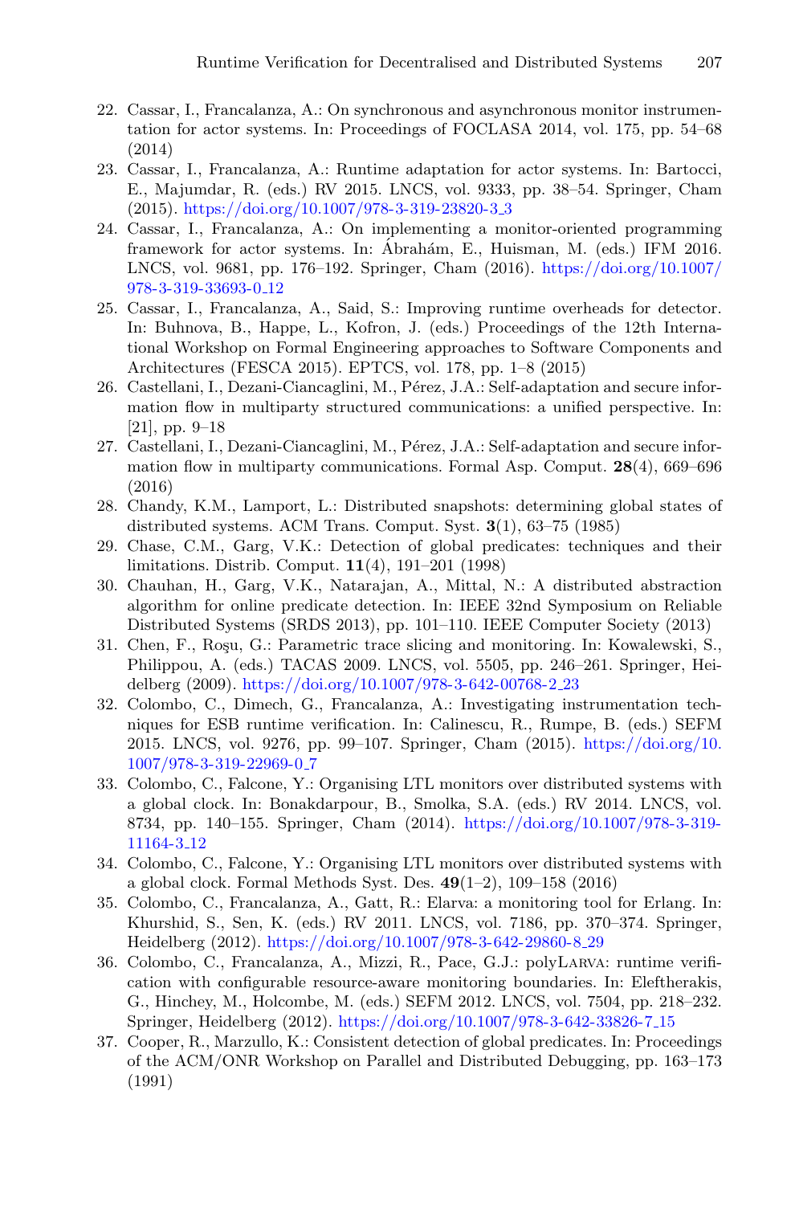22. Cassar, I., Francalanza, A.: On synchronous and asynchronous monitor instrumentation for actor systems. In: Proceedings of FOCLASA 2014, vol. 175, pp. 54–68 (2014)
23. Cassar, I., Francalanza, A.: Runtime adaptation for actor systems. In: Bartocci, E., Majumdar, R. (eds.) RV 2015. LNCS, vol. 9333, pp. 38–54. Springer, Cham (2015). https://doi.org/10.1007/978-3-319-23820-3_3
24. Cassar, I., Francalanza, A.: On implementing a monitor-oriented programming framework for actor systems. In: Ábrahám, E., Huisman, M. (eds.) IFM 2016. LNCS, vol. 9681, pp. 176–192. Springer, Cham (2016). https://doi.org/10.1007/978-3-319-33693-0_12
25. Cassar, I., Francalanza, A., Said, S.: Improving runtime overheads for detector. In: Buhnova, B., Happe, L., Kofron, J. (eds.) Proceedings of the 12th International Workshop on Formal Engineering approaches to Software Components and Architectures (FESCA 2015). EPTCS, vol. 178, pp. 1–8 (2015)
26. Castellani, I., Dezani-Ciancaglini, M., Pérez, J.A.: Self-adaptation and secure information flow in multiparty structured communications: a unified perspective. In: [21], pp. 9–18
27. Castellani, I., Dezani-Ciancaglini, M., Pérez, J.A.: Self-adaptation and secure information flow in multiparty communications. Formal Asp. Comput. **28**(4), 669–696 (2016)
28. Chandy, K.M., Lamport, L.: Distributed snapshots: determining global states of distributed systems. ACM Trans. Comput. Syst. **3**(1), 63–75 (1985)
29. Chase, C.M., Garg, V.K.: Detection of global predicates: techniques and their limitations. Distrib. Comput. **11**(4), 191–201 (1998)
30. Chauhan, H., Garg, V.K., Natarajan, A., Mittal, N.: A distributed abstraction algorithm for online predicate detection. In: IEEE 32nd Symposium on Reliable Distributed Systems (SRDS 2013), pp. 101–110. IEEE Computer Society (2013)
31. Chen, F., Roşu, G.: Parametric trace slicing and monitoring. In: Kowalewski, S., Philippou, A. (eds.) TACAS 2009. LNCS, vol. 5505, pp. 246–261. Springer, Heidelberg (2009). https://doi.org/10.1007/978-3-642-00768-2_23
32. Colombo, C., Dimech, G., Francalanza, A.: Investigating instrumentation techniques for ESB runtime verification. In: Calinescu, R., Rumpe, B. (eds.) SEFM 2015. LNCS, vol. 9276, pp. 99–107. Springer, Cham (2015). https://doi.org/10.1007/978-3-319-22969-0_7
33. Colombo, C., Falcone, Y.: Organising LTL monitors over distributed systems with a global clock. In: Bonakdarpour, B., Smolka, S.A. (eds.) RV 2014. LNCS, vol. 8734, pp. 140–155. Springer, Cham (2014). https://doi.org/10.1007/978-3-319-11164-3_12
34. Colombo, C., Falcone, Y.: Organising LTL monitors over distributed systems with a global clock. Formal Methods Syst. Des. **49**(1–2), 109–158 (2016)
35. Colombo, C., Francalanza, A., Gatt, R.: Elarva: a monitoring tool for Erlang. In: Khurshid, S., Sen, K. (eds.) RV 2011. LNCS, vol. 7186, pp. 370–374. Springer, Heidelberg (2012). https://doi.org/10.1007/978-3-642-29860-8_29
36. Colombo, C., Francalanza, A., Mizzi, R., Pace, G.J.: polyLarva: runtime verification with configurable resource-aware monitoring boundaries. In: Eleftherakis, G., Hinchey, M., Holcombe, M. (eds.) SEFM 2012. LNCS, vol. 7504, pp. 218–232. Springer, Heidelberg (2012). https://doi.org/10.1007/978-3-642-33826-7_15
37. Cooper, R., Marzullo, K.: Consistent detection of global predicates. In: Proceedings of the ACM/ONR Workshop on Parallel and Distributed Debugging, pp. 163–173 (1991)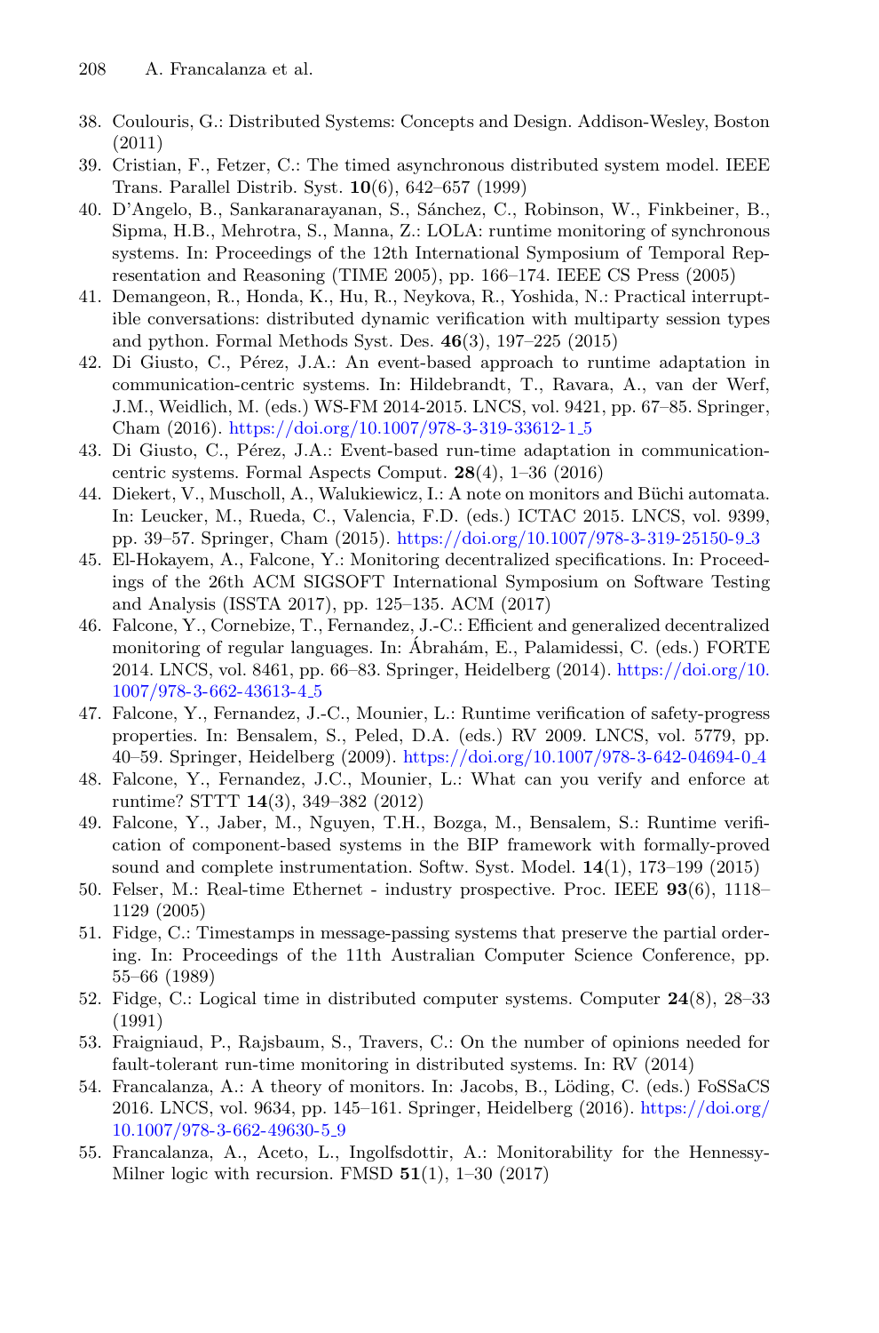38. Coulouris, G.: Distributed Systems: Concepts and Design. Addison-Wesley, Boston (2011)
39. Cristian, F., Fetzer, C.: The timed asynchronous distributed system model. IEEE Trans. Parallel Distrib. Syst. **10**(6), 642–657 (1999)
40. D'Angelo, B., Sankaranarayanan, S., Sánchez, C., Robinson, W., Finkbeiner, B., Sipma, H.B., Mehrotra, S., Manna, Z.: LOLA: runtime monitoring of synchronous systems. In: Proceedings of the 12th International Symposium of Temporal Representation and Reasoning (TIME 2005), pp. 166–174. IEEE CS Press (2005)
41. Demangeon, R., Honda, K., Hu, R., Neykova, R., Yoshida, N.: Practical interruptible conversations: distributed dynamic verification with multiparty session types and python. Formal Methods Syst. Des. **46**(3), 197–225 (2015)
42. Di Giusto, C., Pérez, J.A.: An event-based approach to runtime adaptation in communication-centric systems. In: Hildebrandt, T., Ravara, A., van der Werf, J.M., Weidlich, M. (eds.) WS-FM 2014-2015. LNCS, vol. 9421, pp. 67–85. Springer, Cham (2016). https://doi.org/10.1007/978-3-319-33612-1_5
43. Di Giusto, C., Pérez, J.A.: Event-based run-time adaptation in communication-centric systems. Formal Aspects Comput. **28**(4), 1–36 (2016)
44. Diekert, V., Muscholl, A., Walukiewicz, I.: A note on monitors and Büchi automata. In: Leucker, M., Rueda, C., Valencia, F.D. (eds.) ICTAC 2015. LNCS, vol. 9399, pp. 39–57. Springer, Cham (2015). https://doi.org/10.1007/978-3-319-25150-9_3
45. El-Hokayem, A., Falcone, Y.: Monitoring decentralized specifications. In: Proceedings of the 26th ACM SIGSOFT International Symposium on Software Testing and Analysis (ISSTA 2017), pp. 125–135. ACM (2017)
46. Falcone, Y., Cornebize, T., Fernandez, J.-C.: Efficient and generalized decentralized monitoring of regular languages. In: Ábrahám, E., Palamidessi, C. (eds.) FORTE 2014. LNCS, vol. 8461, pp. 66–83. Springer, Heidelberg (2014). https://doi.org/10.1007/978-3-662-43613-4_5
47. Falcone, Y., Fernandez, J.-C., Mounier, L.: Runtime verification of safety-progress properties. In: Bensalem, S., Peled, D.A. (eds.) RV 2009. LNCS, vol. 5779, pp. 40–59. Springer, Heidelberg (2009). https://doi.org/10.1007/978-3-642-04694-0_4
48. Falcone, Y., Fernandez, J.C., Mounier, L.: What can you verify and enforce at runtime? STTT **14**(3), 349–382 (2012)
49. Falcone, Y., Jaber, M., Nguyen, T.H., Bozga, M., Bensalem, S.: Runtime verification of component-based systems in the BIP framework with formally-proved sound and complete instrumentation. Softw. Syst. Model. **14**(1), 173–199 (2015)
50. Felser, M.: Real-time Ethernet - industry prospective. Proc. IEEE **93**(6), 1118–1129 (2005)
51. Fidge, C.: Timestamps in message-passing systems that preserve the partial ordering. In: Proceedings of the 11th Australian Computer Science Conference, pp. 55–66 (1989)
52. Fidge, C.: Logical time in distributed computer systems. Computer **24**(8), 28–33 (1991)
53. Fraigniaud, P., Rajsbaum, S., Travers, C.: On the number of opinions needed for fault-tolerant run-time monitoring in distributed systems. In: RV (2014)
54. Francalanza, A.: A theory of monitors. In: Jacobs, B., Löding, C. (eds.) FoSSaCS 2016. LNCS, vol. 9634, pp. 145–161. Springer, Heidelberg (2016). https://doi.org/10.1007/978-3-662-49630-5_9
55. Francalanza, A., Aceto, L., Ingolfsdottir, A.: Monitorability for the Hennessy-Milner logic with recursion. FMSD **51**(1), 1–30 (2017)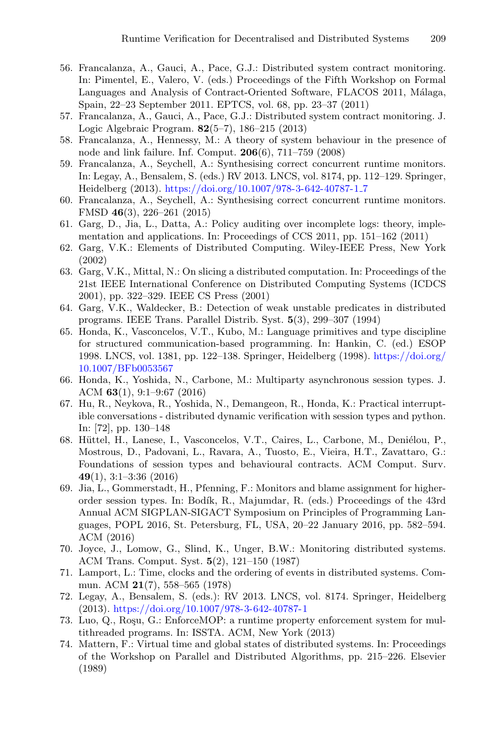56. Francalanza, A., Gauci, A., Pace, G.J.: Distributed system contract monitoring. In: Pimentel, E., Valero, V. (eds.) Proceedings of the Fifth Workshop on Formal Languages and Analysis of Contract-Oriented Software, FLACOS 2011, Málaga, Spain, 22–23 September 2011. EPTCS, vol. 68, pp. 23–37 (2011)
57. Francalanza, A., Gauci, A., Pace, G.J.: Distributed system contract monitoring. J. Logic Algebraic Program. **82**(5–7), 186–215 (2013)
58. Francalanza, A., Hennessy, M.: A theory of system behaviour in the presence of node and link failure. Inf. Comput. **206**(6), 711–759 (2008)
59. Francalanza, A., Seychell, A.: Synthesising correct concurrent runtime monitors. In: Legay, A., Bensalem, S. (eds.) RV 2013. LNCS, vol. 8174, pp. 112–129. Springer, Heidelberg (2013). https://doi.org/10.1007/978-3-642-40787-1_7
60. Francalanza, A., Seychell, A.: Synthesising correct concurrent runtime monitors. FMSD **46**(3), 226–261 (2015)
61. Garg, D., Jia, L., Datta, A.: Policy auditing over incomplete logs: theory, implementation and applications. In: Proceedings of CCS 2011, pp. 151–162 (2011)
62. Garg, V.K.: Elements of Distributed Computing. Wiley-IEEE Press, New York (2002)
63. Garg, V.K., Mittal, N.: On slicing a distributed computation. In: Proceedings of the 21st IEEE International Conference on Distributed Computing Systems (ICDCS 2001), pp. 322–329. IEEE CS Press (2001)
64. Garg, V.K., Waldecker, B.: Detection of weak unstable predicates in distributed programs. IEEE Trans. Parallel Distrib. Syst. **5**(3), 299–307 (1994)
65. Honda, K., Vasconcelos, V.T., Kubo, M.: Language primitives and type discipline for structured communication-based programming. In: Hankin, C. (ed.) ESOP 1998. LNCS, vol. 1381, pp. 122–138. Springer, Heidelberg (1998). https://doi.org/10.1007/BFb0053567
66. Honda, K., Yoshida, N., Carbone, M.: Multiparty asynchronous session types. J. ACM **63**(1), 9:1–9:67 (2016)
67. Hu, R., Neykova, R., Yoshida, N., Demangeon, R., Honda, K.: Practical interruptible conversations - distributed dynamic verification with session types and python. In: [72], pp. 130–148
68. Hüttel, H., Lanese, I., Vasconcelos, V.T., Caires, L., Carbone, M., Deniélou, P., Mostrous, D., Padovani, L., Ravara, A., Tuosto, E., Vieira, H.T., Zavattaro, G.: Foundations of session types and behavioural contracts. ACM Comput. Surv. **49**(1), 3:1–3:36 (2016)
69. Jia, L., Gommerstadt, H., Pfenning, F.: Monitors and blame assignment for higher-order session types. In: Bodík, R., Majumdar, R. (eds.) Proceedings of the 43rd Annual ACM SIGPLAN-SIGACT Symposium on Principles of Programming Languages, POPL 2016, St. Petersburg, FL, USA, 20–22 January 2016, pp. 582–594. ACM (2016)
70. Joyce, J., Lomow, G., Slind, K., Unger, B.W.: Monitoring distributed systems. ACM Trans. Comput. Syst. **5**(2), 121–150 (1987)
71. Lamport, L.: Time, clocks and the ordering of events in distributed systems. Commun. ACM **21**(7), 558–565 (1978)
72. Legay, A., Bensalem, S. (eds.): RV 2013. LNCS, vol. 8174. Springer, Heidelberg (2013). https://doi.org/10.1007/978-3-642-40787-1
73. Luo, Q., Roşu, G.: EnforceMOP: a runtime property enforcement system for multithreaded programs. In: ISSTA. ACM, New York (2013)
74. Mattern, F.: Virtual time and global states of distributed systems. In: Proceedings of the Workshop on Parallel and Distributed Algorithms, pp. 215–226. Elsevier (1989)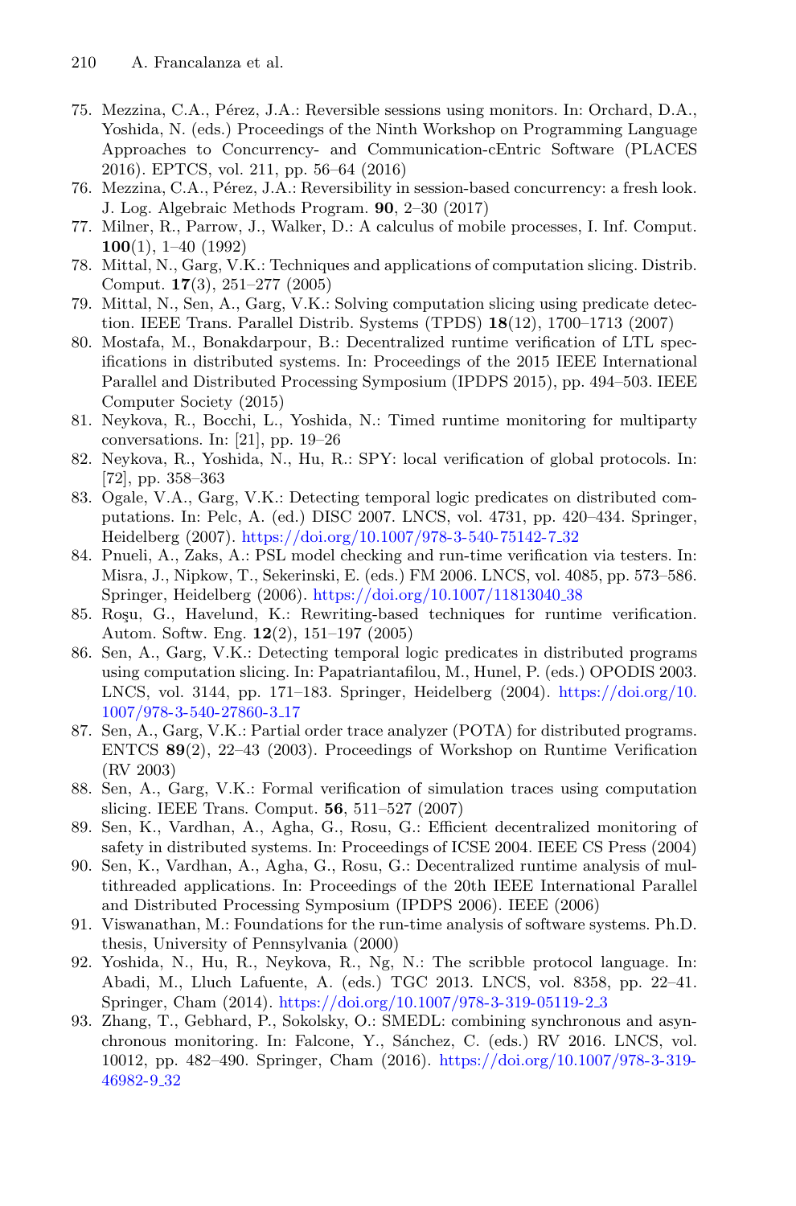75. Mezzina, C.A., Pérez, J.A.: Reversible sessions using monitors. In: Orchard, D.A., Yoshida, N. (eds.) Proceedings of the Ninth Workshop on Programming Language Approaches to Concurrency- and Communication-cEntric Software (PLACES 2016). EPTCS, vol. 211, pp. 56–64 (2016)
76. Mezzina, C.A., Pérez, J.A.: Reversibility in session-based concurrency: a fresh look. J. Log. Algebraic Methods Program. **90**, 2–30 (2017)
77. Milner, R., Parrow, J., Walker, D.: A calculus of mobile processes, I. Inf. Comput. **100**(1), 1–40 (1992)
78. Mittal, N., Garg, V.K.: Techniques and applications of computation slicing. Distrib. Comput. **17**(3), 251–277 (2005)
79. Mittal, N., Sen, A., Garg, V.K.: Solving computation slicing using predicate detection. IEEE Trans. Parallel Distrib. Systems (TPDS) **18**(12), 1700–1713 (2007)
80. Mostafa, M., Bonakdarpour, B.: Decentralized runtime verification of LTL specifications in distributed systems. In: Proceedings of the 2015 IEEE International Parallel and Distributed Processing Symposium (IPDPS 2015), pp. 494–503. IEEE Computer Society (2015)
81. Neykova, R., Bocchi, L., Yoshida, N.: Timed runtime monitoring for multiparty conversations. In: [21], pp. 19–26
82. Neykova, R., Yoshida, N., Hu, R.: SPY: local verification of global protocols. In: [72], pp. 358–363
83. Ogale, V.A., Garg, V.K.: Detecting temporal logic predicates on distributed computations. In: Pelc, A. (ed.) DISC 2007. LNCS, vol. 4731, pp. 420–434. Springer, Heidelberg (2007). https://doi.org/10.1007/978-3-540-75142-7_32
84. Pnueli, A., Zaks, A.: PSL model checking and run-time verification via testers. In: Misra, J., Nipkow, T., Sekerinski, E. (eds.) FM 2006. LNCS, vol. 4085, pp. 573–586. Springer, Heidelberg (2006). https://doi.org/10.1007/11813040_38
85. Roşu, G., Havelund, K.: Rewriting-based techniques for runtime verification. Autom. Softw. Eng. **12**(2), 151–197 (2005)
86. Sen, A., Garg, V.K.: Detecting temporal logic predicates in distributed programs using computation slicing. In: Papatriantafilou, M., Hunel, P. (eds.) OPODIS 2003. LNCS, vol. 3144, pp. 171–183. Springer, Heidelberg (2004). https://doi.org/10.1007/978-3-540-27860-3_17
87. Sen, A., Garg, V.K.: Partial order trace analyzer (POTA) for distributed programs. ENTCS **89**(2), 22–43 (2003). Proceedings of Workshop on Runtime Verification (RV 2003)
88. Sen, A., Garg, V.K.: Formal verification of simulation traces using computation slicing. IEEE Trans. Comput. **56**, 511–527 (2007)
89. Sen, K., Vardhan, A., Agha, G., Rosu, G.: Efficient decentralized monitoring of safety in distributed systems. In: Proceedings of ICSE 2004. IEEE CS Press (2004)
90. Sen, K., Vardhan, A., Agha, G., Rosu, G.: Decentralized runtime analysis of multithreaded applications. In: Proceedings of the 20th IEEE International Parallel and Distributed Processing Symposium (IPDPS 2006). IEEE (2006)
91. Viswanathan, M.: Foundations for the run-time analysis of software systems. Ph.D. thesis, University of Pennsylvania (2000)
92. Yoshida, N., Hu, R., Neykova, R., Ng, N.: The scribble protocol language. In: Abadi, M., Lluch Lafuente, A. (eds.) TGC 2013. LNCS, vol. 8358, pp. 22–41. Springer, Cham (2014). https://doi.org/10.1007/978-3-319-05119-2_3
93. Zhang, T., Gebhard, P., Sokolsky, O.: SMEDL: combining synchronous and asynchronous monitoring. In: Falcone, Y., Sánchez, C. (eds.) RV 2016. LNCS, vol. 10012, pp. 482–490. Springer, Cham (2016). https://doi.org/10.1007/978-3-319-46982-9_32